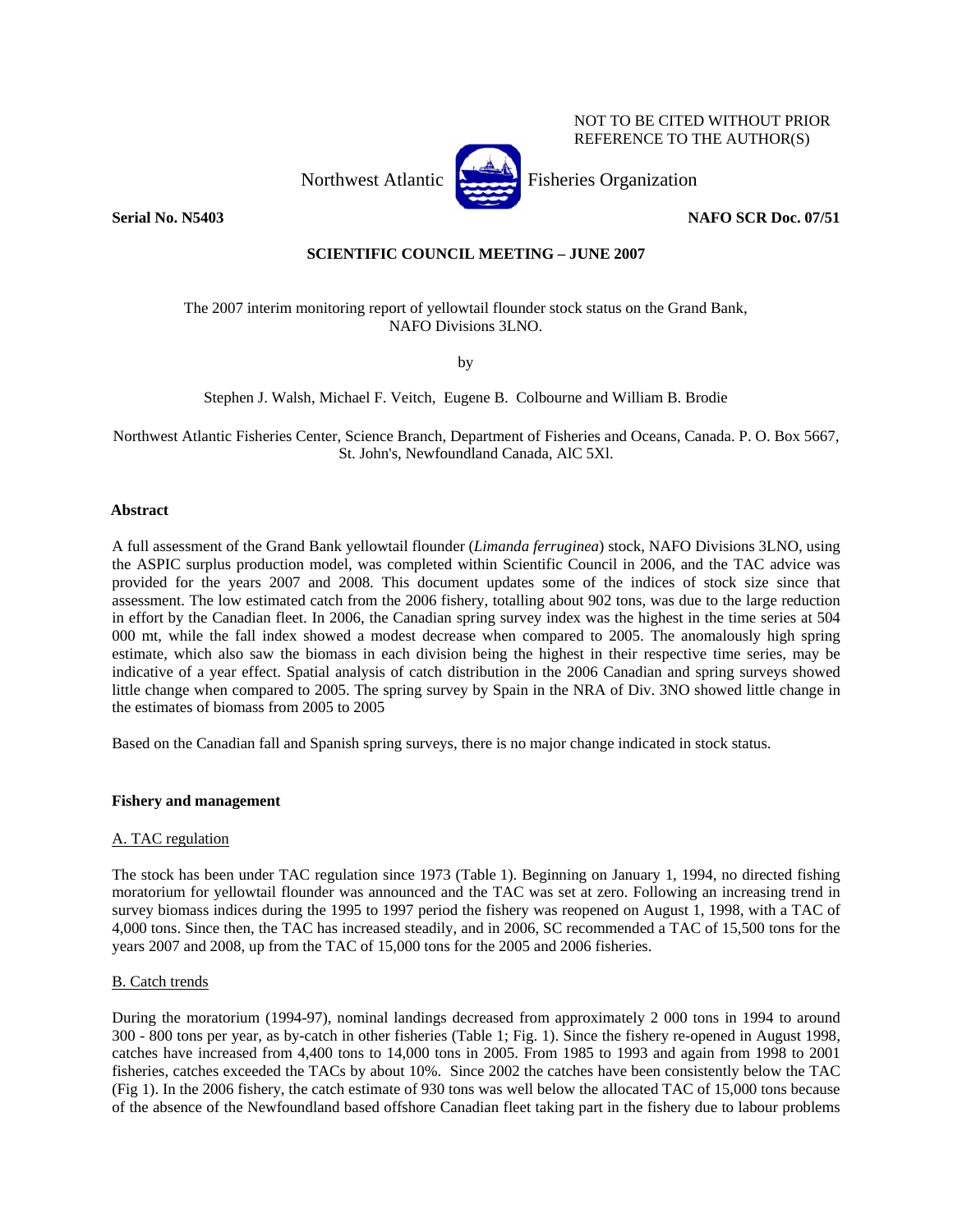NOT TO BE CITED WITHOUT PRIOR REFERENCE TO THE AUTHOR(S)

Northwest Atlantic Fisheries Organization

**Serial No. N5403** **NAFO SCR Doc. 07/51**

**SCIENTIFIC COUNCIL MEETING – JUNE 2007**

The 2007 interim monitoring report of yellowtail flounder stock status on the Grand Bank, NAFO Divisions 3LNO.

by

Stephen J. Walsh, Michael F. Veitch, Eugene B. Colbourne and William B. Brodie

Northwest Atlantic Fisheries Center, Science Branch, Department of Fisheries and Oceans, Canada. P. O. Box 5667, St. John's, Newfoundland Canada, AlC 5Xl.

## Abstract

A full assessment of the Grand Bank yellowtail flounder (*Limanda ferruginea*) stock, NAFO Divisions 3LNO, using the ASPIC surplus production model, was completed within Scientific Council in 2006, and the TAC advice was provided for the years 2007 and 2008. This document updates some of the indices of stock size since that assessment. The low estimated catch from the 2006 fishery, totalling about 902 tons, was due to the large reduction in effort by the Canadian fleet. In 2006, the Canadian spring survey index was the highest in the time series at 504 000 mt, while the fall index showed a modest decrease when compared to 2005. The anomalously high spring estimate, which also saw the biomass in each division being the highest in their respective time series, may be indicative of a year effect. Spatial analysis of catch distribution in the 2006 Canadian and spring surveys showed little change when compared to 2005. The spring survey by Spain in the NRA of Div. 3NO showed little change in the estimates of biomass from 2005 to 2005

Based on the Canadian fall and Spanish spring surveys, there is no major change indicated in stock status.

## Fishery and management

### A. TAC regulation

The stock has been under TAC regulation since 1973 (Table 1). Beginning on January 1, 1994, no directed fishing moratorium for yellowtail flounder was announced and the TAC was set at zero. Following an increasing trend in survey biomass indices during the 1995 to 1997 period the fishery was reopened on August 1, 1998, with a TAC of 4,000 tons. Since then, the TAC has increased steadily, and in 2006, SC recommended a TAC of 15,500 tons for the years 2007 and 2008, up from the TAC of 15,000 tons for the 2005 and 2006 fisheries.

### B. Catch trends

During the moratorium (1994-97), nominal landings decreased from approximately 2 000 tons in 1994 to around 300 - 800 tons per year, as by-catch in other fisheries (Table 1; Fig. 1). Since the fishery re-opened in August 1998, catches have increased from 4,400 tons to 14,000 tons in 2005. From 1985 to 1993 and again from 1998 to 2001 fisheries, catches exceeded the TACs by about 10%. Since 2002 the catches have been consistently below the TAC (Fig 1). In the 2006 fishery, the catch estimate of 930 tons was well below the allocated TAC of 15,000 tons because of the absence of the Newfoundland based offshore Canadian fleet taking part in the fishery due to labour problems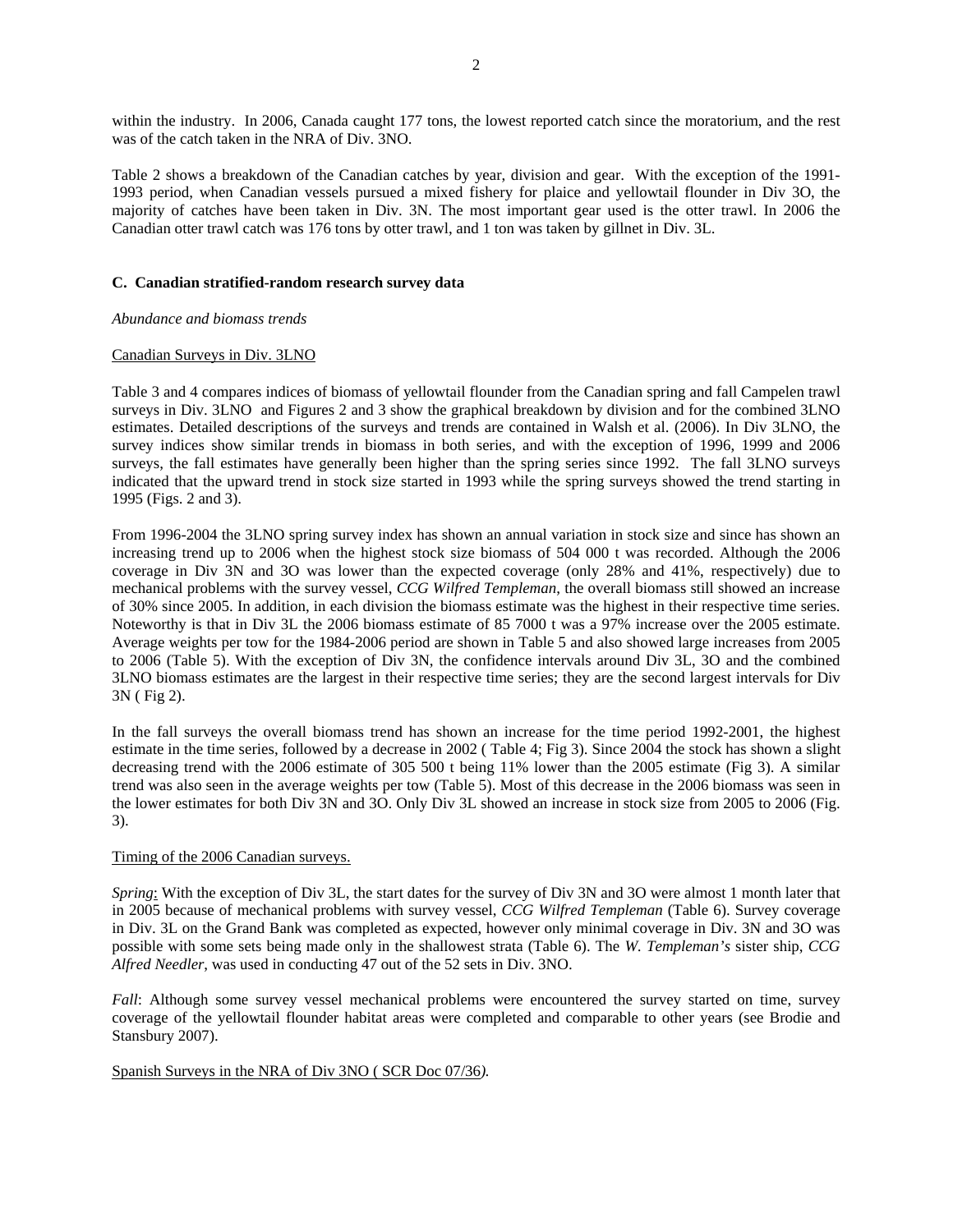within the industry. In 2006, Canada caught 177 tons, the lowest reported catch since the moratorium, and the rest was of the catch taken in the NRA of Div. 3NO.

Table 2 shows a breakdown of the Canadian catches by year, division and gear. With the exception of the 1991-1993 period, when Canadian vessels pursued a mixed fishery for plaice and yellowtail flounder in Div 3O, the majority of catches have been taken in Div. 3N. The most important gear used is the otter trawl. In 2006 the Canadian otter trawl catch was 176 tons by otter trawl, and 1 ton was taken by gillnet in Div. 3L.

### C. Canadian stratified-random research survey data

*Abundance and biomass trends*

Canadian Surveys in Div. 3LNO

Table 3 and 4 compares indices of biomass of yellowtail flounder from the Canadian spring and fall Campelen trawl surveys in Div. 3LNO and Figures 2 and 3 show the graphical breakdown by division and for the combined 3LNO estimates. Detailed descriptions of the surveys and trends are contained in Walsh et al. (2006). In Div 3LNO, the survey indices show similar trends in biomass in both series, and with the exception of 1996, 1999 and 2006 surveys, the fall estimates have generally been higher than the spring series since 1992. The fall 3LNO surveys indicated that the upward trend in stock size started in 1993 while the spring surveys showed the trend starting in 1995 (Figs. 2 and 3).

From 1996-2004 the 3LNO spring survey index has shown an annual variation in stock size and since has shown an increasing trend up to 2006 when the highest stock size biomass of 504 000 t was recorded. Although the 2006 coverage in Div 3N and 3O was lower than the expected coverage (only 28% and 41%, respectively) due to mechanical problems with the survey vessel, *CCG Wilfred Templeman*, the overall biomass still showed an increase of 30% since 2005. In addition, in each division the biomass estimate was the highest in their respective time series. Noteworthy is that in Div 3L the 2006 biomass estimate of 85 7000 t was a 97% increase over the 2005 estimate. Average weights per tow for the 1984-2006 period are shown in Table 5 and also showed large increases from 2005 to 2006 (Table 5). With the exception of Div 3N, the confidence intervals around Div 3L, 3O and the combined 3LNO biomass estimates are the largest in their respective time series; they are the second largest intervals for Div 3N ( Fig 2).

In the fall surveys the overall biomass trend has shown an increase for the time period 1992-2001, the highest estimate in the time series, followed by a decrease in 2002 ( Table 4; Fig 3). Since 2004 the stock has shown a slight decreasing trend with the 2006 estimate of 305 500 t being 11% lower than the 2005 estimate (Fig 3). A similar trend was also seen in the average weights per tow (Table 5). Most of this decrease in the 2006 biomass was seen in the lower estimates for both Div 3N and 3O. Only Div 3L showed an increase in stock size from 2005 to 2006 (Fig. 3).

Timing of the 2006 Canadian surveys.

*Spring*: With the exception of Div 3L, the start dates for the survey of Div 3N and 3O were almost 1 month later that in 2005 because of mechanical problems with survey vessel, *CCG Wilfred Templeman* (Table 6). Survey coverage in Div. 3L on the Grand Bank was completed as expected, however only minimal coverage in Div. 3N and 3O was possible with some sets being made only in the shallowest strata (Table 6). The *W. Templeman's* sister ship, *CCG Alfred Needler*, was used in conducting 47 out of the 52 sets in Div. 3NO.

*Fall*: Although some survey vessel mechanical problems were encountered the survey started on time, survey coverage of the yellowtail flounder habitat areas were completed and comparable to other years (see Brodie and Stansbury 2007).

Spanish Surveys in the NRA of Div 3NO ( SCR Doc 07/36*).*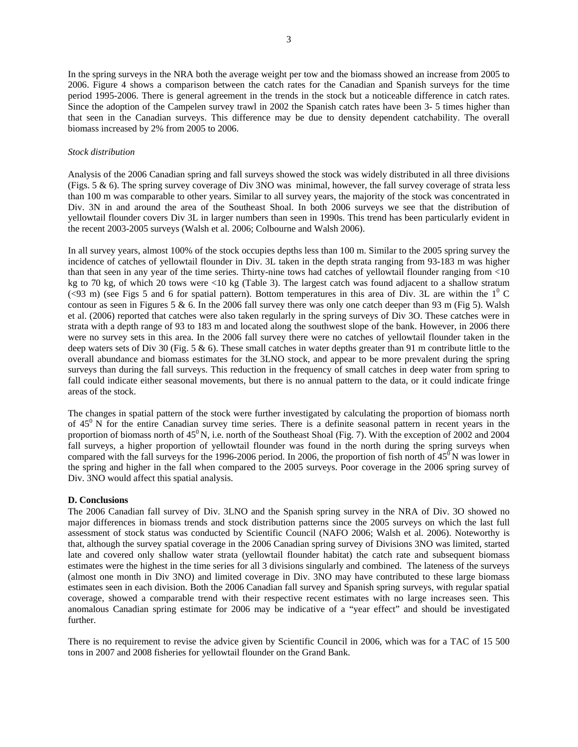In the spring surveys in the NRA both the average weight per tow and the biomass showed an increase from 2005 to 2006. Figure 4 shows a comparison between the catch rates for the Canadian and Spanish surveys for the time period 1995-2006. There is general agreement in the trends in the stock but a noticeable difference in catch rates. Since the adoption of the Campelen survey trawl in 2002 the Spanish catch rates have been 3- 5 times higher than that seen in the Canadian surveys. This difference may be due to density dependent catchability. The overall biomass increased by 2% from 2005 to 2006.

*Stock distribution*

Analysis of the 2006 Canadian spring and fall surveys showed the stock was widely distributed in all three divisions (Figs. 5 & 6). The spring survey coverage of Div 3NO was minimal, however, the fall survey coverage of strata less than 100 m was comparable to other years. Similar to all survey years, the majority of the stock was concentrated in Div. 3N in and around the area of the Southeast Shoal. In both 2006 surveys we see that the distribution of yellowtail flounder covers Div 3L in larger numbers than seen in 1990s. This trend has been particularly evident in the recent 2003-2005 surveys (Walsh et al. 2006; Colbourne and Walsh 2006).

In all survey years, almost 100% of the stock occupies depths less than 100 m. Similar to the 2005 spring survey the incidence of catches of yellowtail flounder in Div. 3L taken in the depth strata ranging from 93-183 m was higher than that seen in any year of the time series. Thirty-nine tows had catches of yellowtail flounder ranging from <10 kg to 70 kg, of which 20 tows were <10 kg (Table 3). The largest catch was found adjacent to a shallow stratum (<93 m) (see Figs 5 and 6 for spatial pattern). Bottom temperatures in this area of Div. 3L are within the $1^0$ C contour as seen in Figures 5 & 6. In the 2006 fall survey there was only one catch deeper than 93 m (Fig 5). Walsh et al. (2006) reported that catches were also taken regularly in the spring surveys of Div 3O. These catches were in strata with a depth range of 93 to 183 m and located along the southwest slope of the bank. However, in 2006 there were no survey sets in this area. In the 2006 fall survey there were no catches of yellowtail flounder taken in the deep waters sets of Div 30 (Fig. 5 & 6). These small catches in water depths greater than 91 m contribute little to the overall abundance and biomass estimates for the 3LNO stock, and appear to be more prevalent during the spring surveys than during the fall surveys. This reduction in the frequency of small catches in deep water from spring to fall could indicate either seasonal movements, but there is no annual pattern to the data, or it could indicate fringe areas of the stock.

The changes in spatial pattern of the stock were further investigated by calculating the proportion of biomass north of $45^0$ N for the entire Canadian survey time series. There is a definite seasonal pattern in recent years in the proportion of biomass north of $45^0$ N, i.e. north of the Southeast Shoal (Fig. 7). With the exception of 2002 and 2004 fall surveys, a higher proportion of yellowtail flounder was found in the north during the spring surveys when compared with the fall surveys for the 1996-2006 period. In 2006, the proportion of fish north of $45^0$ N was lower in the spring and higher in the fall when compared to the 2005 surveys. Poor coverage in the 2006 spring survey of Div. 3NO would affect this spatial analysis.

**D. Conclusions**

The 2006 Canadian fall survey of Div. 3LNO and the Spanish spring survey in the NRA of Div. 3O showed no major differences in biomass trends and stock distribution patterns since the 2005 surveys on which the last full assessment of stock status was conducted by Scientific Council (NAFO 2006; Walsh et al. 2006). Noteworthy is that, although the survey spatial coverage in the 2006 Canadian spring survey of Divisions 3NO was limited, started late and covered only shallow water strata (yellowtail flounder habitat) the catch rate and subsequent biomass estimates were the highest in the time series for all 3 divisions singularly and combined. The lateness of the surveys (almost one month in Div 3NO) and limited coverage in Div. 3NO may have contributed to these large biomass estimates seen in each division. Both the 2006 Canadian fall survey and Spanish spring surveys, with regular spatial coverage, showed a comparable trend with their respective recent estimates with no large increases seen. This anomalous Canadian spring estimate for 2006 may be indicative of a "year effect" and should be investigated further.

There is no requirement to revise the advice given by Scientific Council in 2006, which was for a TAC of 15 500 tons in 2007 and 2008 fisheries for yellowtail flounder on the Grand Bank.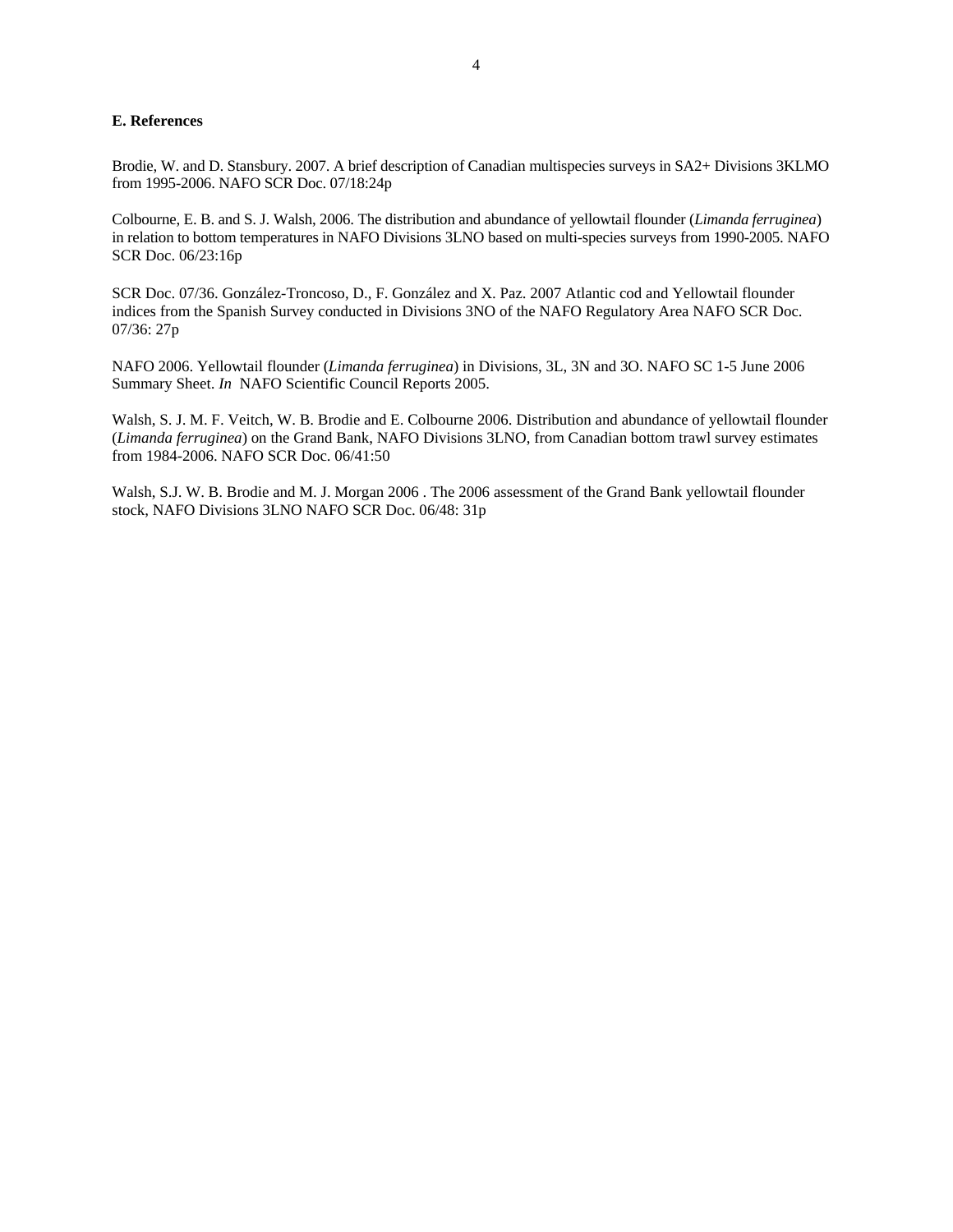**E. References**

Brodie, W. and D. Stansbury. 2007. A brief description of Canadian multispecies surveys in SA2+ Divisions 3KLMO from 1995-2006. NAFO SCR Doc. 07/18:24p

Colbourne, E. B. and S. J. Walsh, 2006. The distribution and abundance of yellowtail flounder (*Limanda ferruginea*) in relation to bottom temperatures in NAFO Divisions 3LNO based on multi-species surveys from 1990-2005. NAFO SCR Doc. 06/23:16p

SCR Doc. 07/36. González-Troncoso, D., F. González and X. Paz. 2007 Atlantic cod and Yellowtail flounder indices from the Spanish Survey conducted in Divisions 3NO of the NAFO Regulatory Area NAFO SCR Doc. 07/36: 27p

NAFO 2006. Yellowtail flounder (*Limanda ferruginea*) in Divisions, 3L, 3N and 3O. NAFO SC 1-5 June 2006 Summary Sheet. *In* NAFO Scientific Council Reports 2005.

Walsh, S. J. M. F. Veitch, W. B. Brodie and E. Colbourne 2006. Distribution and abundance of yellowtail flounder (*Limanda ferruginea*) on the Grand Bank, NAFO Divisions 3LNO, from Canadian bottom trawl survey estimates from 1984-2006. NAFO SCR Doc. 06/41:50

Walsh, S.J. W. B. Brodie and M. J. Morgan 2006 . The 2006 assessment of the Grand Bank yellowtail flounder stock, NAFO Divisions 3LNO NAFO SCR Doc. 06/48: 31p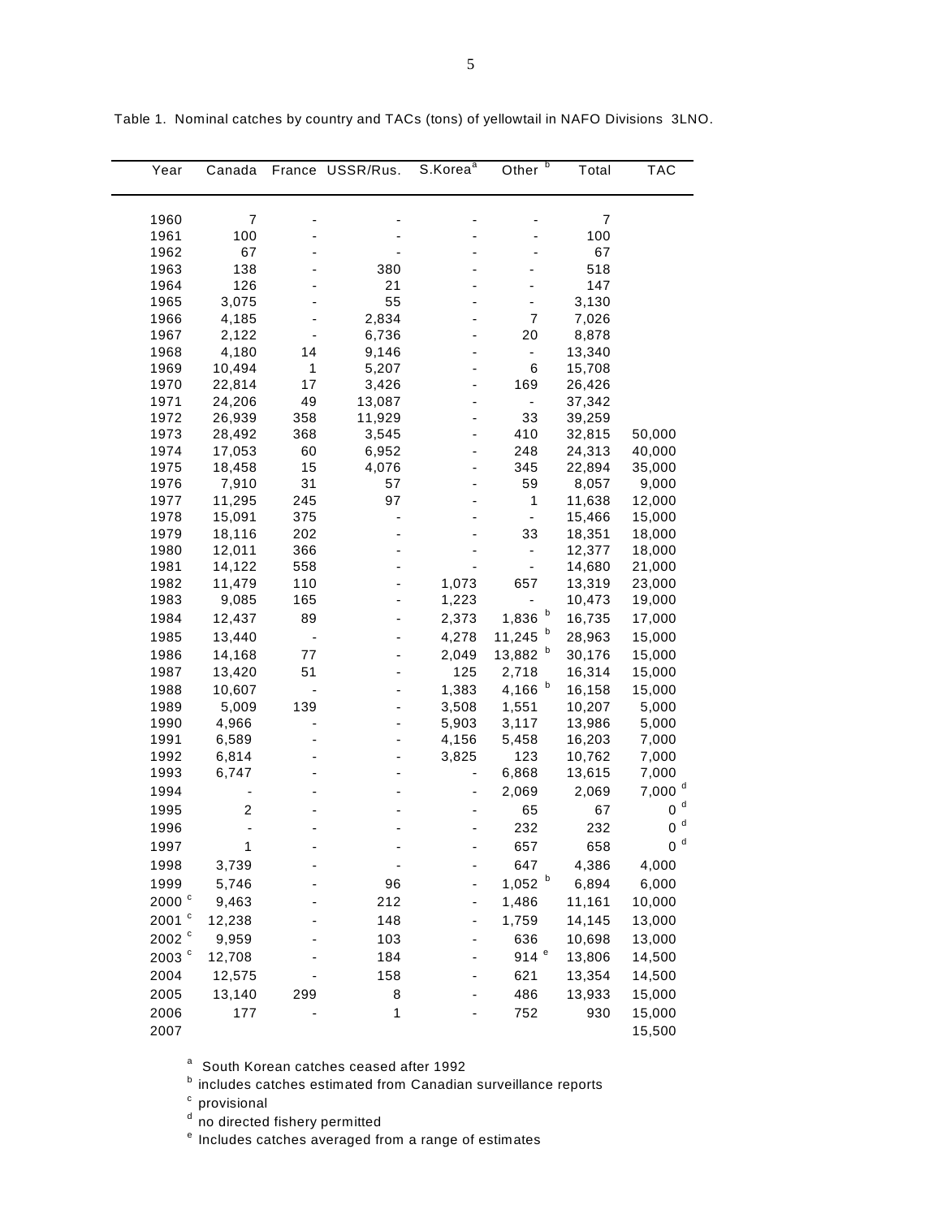Table 1. Nominal catches by country and TACs (tons) of yellowtail in NAFO Divisions 3LNO.

| Year | Canada | France | USSR/Rus. | S.Korea[a] | Other [b] | Total | TAC |
|---|---|---|---|---|---|---|---|
| 1960 | 7 | - | - | - | - | 7 | |
| 1961 | 100 | - | - | - | - | 100 | |
| 1962 | 67 | - | - | - | - | 67 | |
| 1963 | 138 | - | 380 | - | - | 518 | |
| 1964 | 126 | - | 21 | - | - | 147 | |
| 1965 | 3,075 | - | 55 | - | - | 3,130 | |
| 1966 | 4,185 | - | 2,834 | - | 7 | 7,026 | |
| 1967 | 2,122 | - | 6,736 | - | 20 | 8,878 | |
| 1968 | 4,180 | 14 | 9,146 | - | - | 13,340 | |
| 1969 | 10,494 | 1 | 5,207 | - | 6 | 15,708 | |
| 1970 | 22,814 | 17 | 3,426 | - | 169 | 26,426 | |
| 1971 | 24,206 | 49 | 13,087 | - | - | 37,342 | |
| 1972 | 26,939 | 358 | 11,929 | - | 33 | 39,259 | |
| 1973 | 28,492 | 368 | 3,545 | - | 410 | 32,815 | 50,000 |
| 1974 | 17,053 | 60 | 6,952 | - | 248 | 24,313 | 40,000 |
| 1975 | 18,458 | 15 | 4,076 | - | 345 | 22,894 | 35,000 |
| 1976 | 7,910 | 31 | 57 | - | 59 | 8,057 | 9,000 |
| 1977 | 11,295 | 245 | 97 | - | 1 | 11,638 | 12,000 |
| 1978 | 15,091 | 375 | - | - | - | 15,466 | 15,000 |
| 1979 | 18,116 | 202 | - | - | 33 | 18,351 | 18,000 |
| 1980 | 12,011 | 366 | - | - | - | 12,377 | 18,000 |
| 1981 | 14,122 | 558 | - | - | - | 14,680 | 21,000 |
| 1982 | 11,479 | 110 | - | 1,073 | 657 | 13,319 | 23,000 |
| 1983 | 9,085 | 165 | - | 1,223 | - | 10,473 | 19,000 |
| 1984 | 12,437 | 89 | - | 2,373 | 1,836 [b] | 16,735 | 17,000 |
| 1985 | 13,440 | - | - | 4,278 | 11,245 [b] | 28,963 | 15,000 |
| 1986 | 14,168 | 77 | - | 2,049 | 13,882 [b] | 30,176 | 15,000 |
| 1987 | 13,420 | 51 | - | 125 | 2,718 | 16,314 | 15,000 |
| 1988 | 10,607 | - | - | 1,383 | 4,166 [b] | 16,158 | 15,000 |
| 1989 | 5,009 | 139 | - | 3,508 | 1,551 | 10,207 | 5,000 |
| 1990 | 4,966 | - | - | 5,903 | 3,117 | 13,986 | 5,000 |
| 1991 | 6,589 | - | - | 4,156 | 5,458 | 16,203 | 7,000 |
| 1992 | 6,814 | - | - | 3,825 | 123 | 10,762 | 7,000 |
| 1993 | 6,747 | - | - | - | 6,868 | 13,615 | 7,000 |
| 1994 | - | - | - | - | 2,069 | 2,069 | 7,000 [d] |
| 1995 | 2 | - | - | - | 65 | 67 | 0 [d] |
| 1996 | - | - | - | - | 232 | 232 | 0 [d] |
| 1997 | 1 | - | - | - | 657 | 658 | 0 [d] |
| 1998 | 3,739 | - | - | - | 647 | 4,386 | 4,000 |
| 1999 | 5,746 | - | 96 | - | 1,052 [b] | 6,894 | 6,000 |
| 2000 [c] | 9,463 | - | 212 | - | 1,486 | 11,161 | 10,000 |
| 2001 [c] | 12,238 | - | 148 | - | 1,759 | 14,145 | 13,000 |
| 2002 [c] | 9,959 | - | 103 | - | 636 | 10,698 | 13,000 |
| 2003 [c] | 12,708 | - | 184 | - | 914 [e] | 13,806 | 14,500 |
| 2004 | 12,575 | - | 158 | - | 621 | 13,354 | 14,500 |
| 2005 | 13,140 | 299 | 8 | - | 486 | 13,933 | 15,000 |
| 2006 | 177 | - | 1 | - | 752 | 930 | 15,000 |
| 2007 | | | | | | | 15,500 |

[a] South Korean catches ceased after 1992
[b] includes catches estimated from Canadian surveillance reports
[c] provisional
[d] no directed fishery permitted
[e] Includes catches averaged from a range of estimates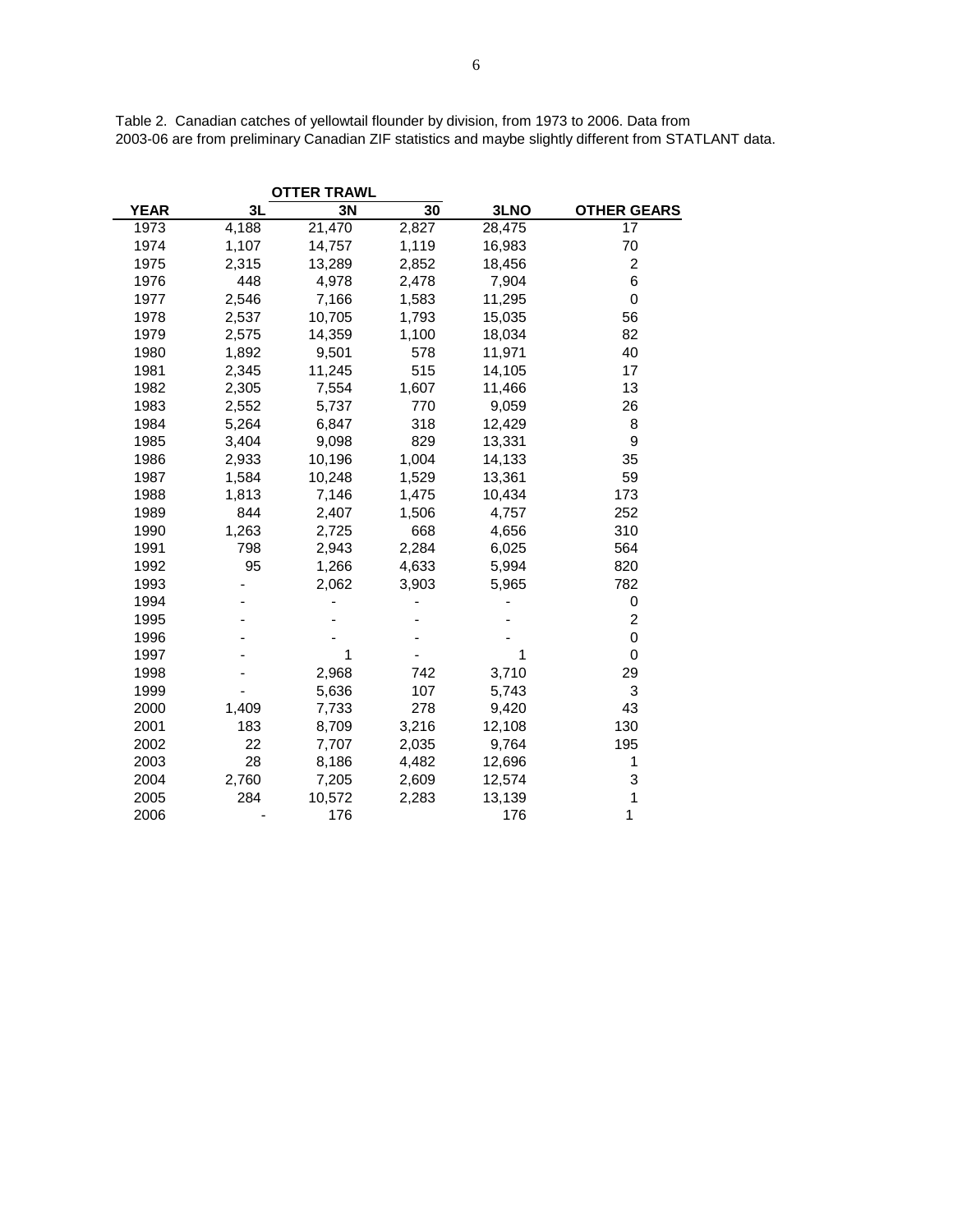Table 2. Canadian catches of yellowtail flounder by division, from 1973 to 2006. Data from 2003-06 are from preliminary Canadian ZIF statistics and maybe slightly different from STATLANT data.

| | OTTER TRAWL | | | | |
|---|---|---|---|---|---|
| YEAR | 3L | 3N | 30 | 3LNO | OTHER GEARS |
| 1973 | 4,188 | 21,470 | 2,827 | 28,475 | 17 |
| 1974 | 1,107 | 14,757 | 1,119 | 16,983 | 70 |
| 1975 | 2,315 | 13,289 | 2,852 | 18,456 | 2 |
| 1976 | 448 | 4,978 | 2,478 | 7,904 | 6 |
| 1977 | 2,546 | 7,166 | 1,583 | 11,295 | 0 |
| 1978 | 2,537 | 10,705 | 1,793 | 15,035 | 56 |
| 1979 | 2,575 | 14,359 | 1,100 | 18,034 | 82 |
| 1980 | 1,892 | 9,501 | 578 | 11,971 | 40 |
| 1981 | 2,345 | 11,245 | 515 | 14,105 | 17 |
| 1982 | 2,305 | 7,554 | 1,607 | 11,466 | 13 |
| 1983 | 2,552 | 5,737 | 770 | 9,059 | 26 |
| 1984 | 5,264 | 6,847 | 318 | 12,429 | 8 |
| 1985 | 3,404 | 9,098 | 829 | 13,331 | 9 |
| 1986 | 2,933 | 10,196 | 1,004 | 14,133 | 35 |
| 1987 | 1,584 | 10,248 | 1,529 | 13,361 | 59 |
| 1988 | 1,813 | 7,146 | 1,475 | 10,434 | 173 |
| 1989 | 844 | 2,407 | 1,506 | 4,757 | 252 |
| 1990 | 1,263 | 2,725 | 668 | 4,656 | 310 |
| 1991 | 798 | 2,943 | 2,284 | 6,025 | 564 |
| 1992 | 95 | 1,266 | 4,633 | 5,994 | 820 |
| 1993 | - | 2,062 | 3,903 | 5,965 | 782 |
| 1994 | - | - | - | - | 0 |
| 1995 | - | - | - | - | 2 |
| 1996 | - | - | - | - | 0 |
| 1997 | - | 1 | - | 1 | 0 |
| 1998 | - | 2,968 | 742 | 3,710 | 29 |
| 1999 | - | 5,636 | 107 | 5,743 | 3 |
| 2000 | 1,409 | 7,733 | 278 | 9,420 | 43 |
| 2001 | 183 | 8,709 | 3,216 | 12,108 | 130 |
| 2002 | 22 | 7,707 | 2,035 | 9,764 | 195 |
| 2003 | 28 | 8,186 | 4,482 | 12,696 | 1 |
| 2004 | 2,760 | 7,205 | 2,609 | 12,574 | 3 |
| 2005 | 284 | 10,572 | 2,283 | 13,139 | 1 |
| 2006 | - | 176 | | 176 | 1 |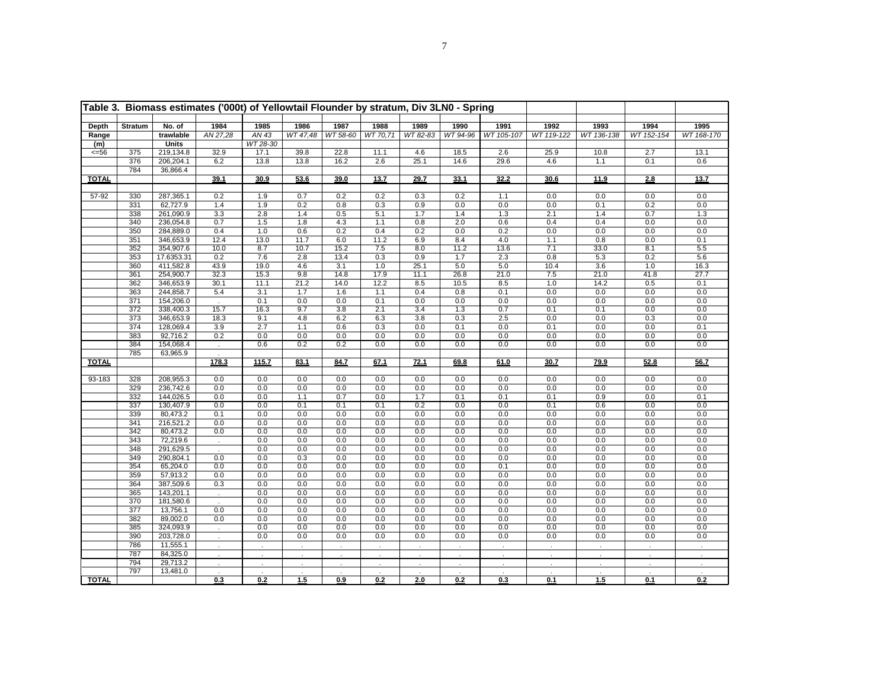**Table 3. Biomass estimates ('000t) of Yellowtail Flounder by stratum, Div 3LN0 - Spring**

| Depth Range (m) | Stratum | No. of trawlable Units | 1984 | 1985 | 1986 | 1987 | 1988 | 1989 | 1990 | 1991 | 1992 | 1993 | 1994 | 1995 |
|---|---|---|---|---|---|---|---|---|---|---|---|---|---|---|
| | | | *AN 27,28* | *AN 43* *WT 28-30* | *WT 47,48* | *WT 58-60* | *WT 70,71* | *WT 82-83* | *WT 94-96* | *WT 105-107* | *WT 119-122* | *WT 136-138* | *WT 152-154* | *WT 168-170* |
| <=56 | 375 | 219,134.8 | 32.9 | 17.1 | 39.8 | 22.8 | 11.1 | 4.6 | 18.5 | 2.6 | 25.9 | 10.8 | 2.7 | 13.1 |
| | 376 | 206,204.1 | 6.2 | 13.8 | 13.8 | 16.2 | 2.6 | 25.1 | 14.6 | 29.6 | 4.6 | 1.1 | 0.1 | 0.6 |
| | 784 | 36,866.4 | | | | | | | | | | | | |
| **TOTAL** | | | **39.1** | **30.9** | **53.6** | **39.0** | **13.7** | **29.7** | **33.1** | **32.2** | **30.6** | **11.9** | **2.8** | **13.7** |
| 57-92 | 330 | 287,365.1 | 0.2 | 1.9 | 0.7 | 0.2 | 0.2 | 0.3 | 0.2 | 1.1 | 0.0 | 0.0 | 0.0 | 0.0 |
| | 331 | 62,727.9 | 1.4 | 1.9 | 0.2 | 0.8 | 0.3 | 0.9 | 0.0 | 0.0 | 0.0 | 0.1 | 0.2 | 0.0 |
| | 338 | 261,090.9 | 3.3 | 2.8 | 1.4 | 0.5 | 5.1 | 1.7 | 1.4 | 1.3 | 2.1 | 1.4 | 0.7 | 1.3 |
| | 340 | 236,054.8 | 0.7 | 1.5 | 1.8 | 4.3 | 1.1 | 0.8 | 2.0 | 0.6 | 0.4 | 0.4 | 0.0 | 0.0 |
| | 350 | 284,889.0 | 0.4 | 1.0 | 0.6 | 0.2 | 0.4 | 0.2 | 0.0 | 0.2 | 0.0 | 0.0 | 0.0 | 0.0 |
| | 351 | 346,653.9 | 12.4 | 13.0 | 11.7 | 6.0 | 11.2 | 6.9 | 8.4 | 4.0 | 1.1 | 0.8 | 0.0 | 0.1 |
| | 352 | 354,907.6 | 10.0 | 8.7 | 10.7 | 15.2 | 7.5 | 8.0 | 11.2 | 13.6 | 7.1 | 33.0 | 8.1 | 5.5 |
| | 353 | 17.6353.31 | 0.2 | 7.6 | 2.8 | 13.4 | 0.3 | 0.9 | 1.7 | 2.3 | 0.8 | 5.3 | 0.2 | 5.6 |
| | 360 | 411,582.8 | 43.9 | 19.0 | 4.6 | 3.1 | 1.0 | 25.1 | 5.0 | 5.0 | 10.4 | 3.6 | 1.0 | 16.3 |
| | 361 | 254,900.7 | 32.3 | 15.3 | 9.8 | 14.8 | 17.9 | 11.1 | 26.8 | 21.0 | 7.5 | 21.0 | 41.8 | 27.7 |
| | 362 | 346,653.9 | 30.1 | 11.1 | 21.2 | 14.0 | 12.2 | 8.5 | 10.5 | 8.5 | 1.0 | 14.2 | 0.5 | 0.1 |
| | 363 | 244,858.7 | 5.4 | 3.1 | 1.7 | 1.6 | 1.1 | 0.4 | 0.8 | 0.1 | 0.0 | 0.0 | 0.0 | 0.0 |
| | 371 | 154,206.0 | . | 0.1 | 0.0 | 0.0 | 0.1 | 0.0 | 0.0 | 0.0 | 0.0 | 0.0 | 0.0 | 0.0 |
| | 372 | 338,400.3 | 15.7 | 16.3 | 9.7 | 3.8 | 2.1 | 3.4 | 1.3 | 0.7 | 0.1 | 0.1 | 0.0 | 0.0 |
| | 373 | 346,653.9 | 18.3 | 9.1 | 4.8 | 6.2 | 6.3 | 3.8 | 0.3 | 2.5 | 0.0 | 0.0 | 0.3 | 0.0 |
| | 374 | 128,069.4 | 3.9 | 2.7 | 1.1 | 0.6 | 0.3 | 0.0 | 0.1 | 0.0 | 0.1 | 0.0 | 0.0 | 0.1 |
| | 383 | 92,716.2 | 0.2 | 0.0 | 0.0 | 0.0 | 0.0 | 0.0 | 0.0 | 0.0 | 0.0 | 0.0 | 0.0 | 0.0 |
| | 384 | 154,068.4 | . | 0.6 | 0.2 | 0.2 | 0.0 | 0.0 | 0.0 | 0.0 | 0.0 | 0.0 | 0.0 | 0.0 |
| | 785 | 63,965.9 | . | | | | | | | | | | | |
| **TOTAL** | | | **178.3** | **115.7** | **83.1** | **84.7** | **67.1** | **72.1** | **69.8** | **61.0** | **30.7** | **79.9** | **52.8** | **56.7** |
| 93-183 | 328 | 208,955.3 | 0.0 | 0.0 | 0.0 | 0.0 | 0.0 | 0.0 | 0.0 | 0.0 | 0.0 | 0.0 | 0.0 | 0.0 |
| | 329 | 236,742.6 | 0.0 | 0.0 | 0.0 | 0.0 | 0.0 | 0.0 | 0.0 | 0.0 | 0.0 | 0.0 | 0.0 | 0.0 |
| | 332 | 144,026.5 | 0.0 | 0.0 | 1.1 | 0.7 | 0.0 | 1.7 | 0.1 | 0.1 | 0.1 | 0.9 | 0.0 | 0.1 |
| | 337 | 130,407.9 | 0.0 | 0.0 | 0.1 | 0.1 | 0.1 | 0.2 | 0.0 | 0.0 | 0.1 | 0.6 | 0.0 | 0.0 |
| | 339 | 80,473.2 | 0.1 | 0.0 | 0.0 | 0.0 | 0.0 | 0.0 | 0.0 | 0.0 | 0.0 | 0.0 | 0.0 | 0.0 |
| | 341 | 216,521.2 | 0.0 | 0.0 | 0.0 | 0.0 | 0.0 | 0.0 | 0.0 | 0.0 | 0.0 | 0.0 | 0.0 | 0.0 |
| | 342 | 80,473.2 | 0.0 | 0.0 | 0.0 | 0.0 | 0.0 | 0.0 | 0.0 | 0.0 | 0.0 | 0.0 | 0.0 | 0.0 |
| | 343 | 72,219.6 | . | 0.0 | 0.0 | 0.0 | 0.0 | 0.0 | 0.0 | 0.0 | 0.0 | 0.0 | 0.0 | 0.0 |
| | 348 | 291,629.5 | . | 0.0 | 0.0 | 0.0 | 0.0 | 0.0 | 0.0 | 0.0 | 0.0 | 0.0 | 0.0 | 0.0 |
| | 349 | 290,804.1 | 0.0 | 0.0 | 0.3 | 0.0 | 0.0 | 0.0 | 0.0 | 0.0 | 0.0 | 0.0 | 0.0 | 0.0 |
| | 354 | 65,204.0 | 0.0 | 0.0 | 0.0 | 0.0 | 0.0 | 0.0 | 0.0 | 0.1 | 0.0 | 0.0 | 0.0 | 0.0 |
| | 359 | 57,913.2 | 0.0 | 0.0 | 0.0 | 0.0 | 0.0 | 0.0 | 0.0 | 0.0 | 0.0 | 0.0 | 0.0 | 0.0 |
| | 364 | 387,509.6 | 0.3 | 0.0 | 0.0 | 0.0 | 0.0 | 0.0 | 0.0 | 0.0 | 0.0 | 0.0 | 0.0 | 0.0 |
| | 365 | 143,201.1 | . | 0.0 | 0.0 | 0.0 | 0.0 | 0.0 | 0.0 | 0.0 | 0.0 | 0.0 | 0.0 | 0.0 |
| | 370 | 181,580.6 | . | 0.0 | 0.0 | 0.0 | 0.0 | 0.0 | 0.0 | 0.0 | 0.0 | 0.0 | 0.0 | 0.0 |
| | 377 | 13,756.1 | 0.0 | 0.0 | 0.0 | 0.0 | 0.0 | 0.0 | 0.0 | 0.0 | 0.0 | 0.0 | 0.0 | 0.0 |
| | 382 | 89,002.0 | 0.0 | 0.0 | 0.0 | 0.0 | 0.0 | 0.0 | 0.0 | 0.0 | 0.0 | 0.0 | 0.0 | 0.0 |
| | 385 | 324,093.9 | . | 0.0 | 0.0 | 0.0 | 0.0 | 0.0 | 0.0 | 0.0 | 0.0 | 0.0 | 0.0 | 0.0 |
| | 390 | 203,728.0 | . | 0.0 | 0.0 | 0.0 | 0.0 | 0.0 | 0.0 | 0.0 | 0.0 | 0.0 | 0.0 | 0.0 |
| | 786 | 11,555.1 | . | . | . | . | . | . | . | . | . | . | . | . |
| | 787 | 84,325.0 | . | . | . | . | . | . | . | . | . | . | . | . |
| | 794 | 29,713.2 | . | . | . | . | . | . | . | . | . | . | . | . |
| | 797 | 13,481.0 | . | . | . | . | . | . | . | . | . | . | . | . |
| **TOTAL** | | | **0.3** | **0.2** | **1.5** | **0.9** | **0.2** | **2.0** | **0.2** | **0.3** | **0.1** | **1.5** | **0.1** | **0.2** |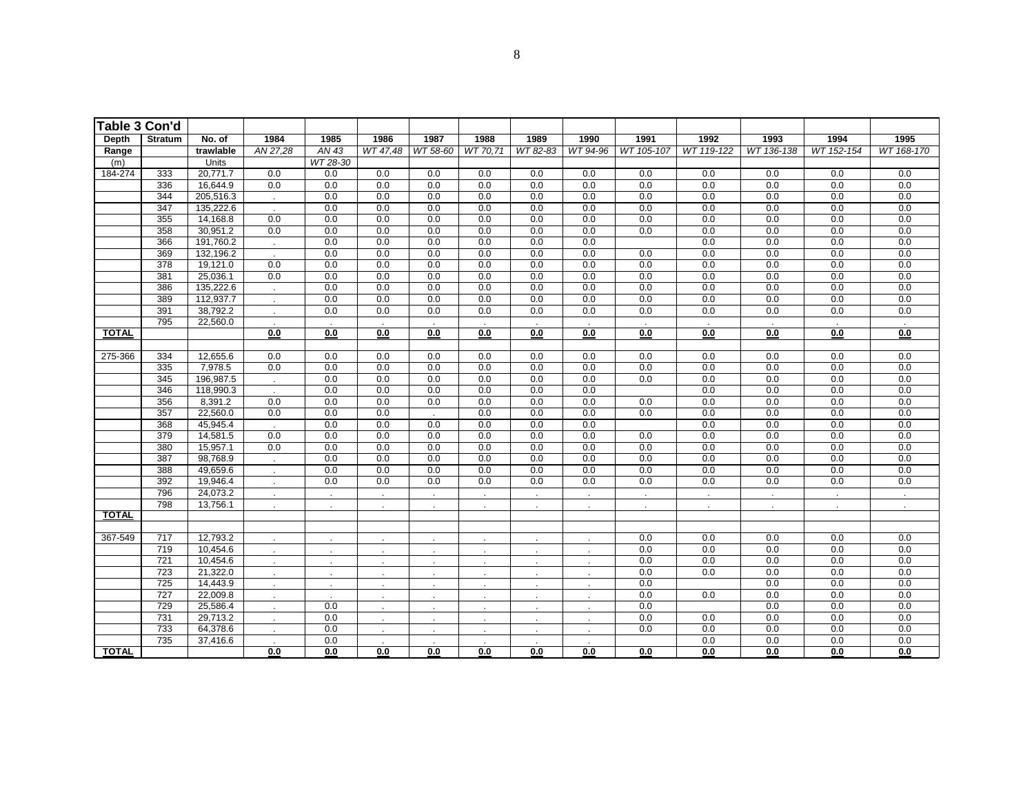| Table 3 Con'd | | | | | | | | | | | | | | |
|---|---|---|---|---|---|---|---|---|---|---|---|---|---|---|
| **Depth** | **Stratum** | **No. of** | **1984** | **1985** | **1986** | **1987** | **1988** | **1989** | **1990** | **1991** | **1992** | **1993** | **1994** | **1995** |
| **Range** | | **trawlable** | *AN 27,28* | *AN 43* | *WT 47,48* | *WT 58-60* | *WT 70,71* | *WT 82-83* | *WT 94-96* | *WT 105-107* | *WT 119-122* | *WT 136-138* | *WT 152-154* | *WT 168-170* |
| (m) | | Units | | *WT 28-30* | | | | | | | | | | |
| 184-274 | 333 | 20,771.7 | 0.0 | 0.0 | 0.0 | 0.0 | 0.0 | 0.0 | 0.0 | 0.0 | 0.0 | 0.0 | 0.0 | 0.0 |
| | 336 | 16,644.9 | 0.0 | 0.0 | 0.0 | 0.0 | 0.0 | 0.0 | 0.0 | 0.0 | 0.0 | 0.0 | 0.0 | 0.0 |
| | 344 | 205,516.3 | . | 0.0 | 0.0 | 0.0 | 0.0 | 0.0 | 0.0 | 0.0 | 0.0 | 0.0 | 0.0 | 0.0 |
| | 347 | 135,222.6 | . | 0.0 | 0.0 | 0.0 | 0.0 | 0.0 | 0.0 | 0.0 | 0.0 | 0.0 | 0.0 | 0.0 |
| | 355 | 14,168.8 | 0.0 | 0.0 | 0.0 | 0.0 | 0.0 | 0.0 | 0.0 | 0.0 | 0.0 | 0.0 | 0.0 | 0.0 |
| | 358 | 30,951.2 | 0.0 | 0.0 | 0.0 | 0.0 | 0.0 | 0.0 | 0.0 | 0.0 | 0.0 | 0.0 | 0.0 | 0.0 |
| | 366 | 191,760.2 | . | 0.0 | 0.0 | 0.0 | 0.0 | 0.0 | 0.0 | | 0.0 | 0.0 | 0.0 | 0.0 |
| | 369 | 132,196.2 | . | 0.0 | 0.0 | 0.0 | 0.0 | 0.0 | 0.0 | 0.0 | 0.0 | 0.0 | 0.0 | 0.0 |
| | 378 | 19,121.0 | 0.0 | 0.0 | 0.0 | 0.0 | 0.0 | 0.0 | 0.0 | 0.0 | 0.0 | 0.0 | 0.0 | 0.0 |
| | 381 | 25,036.1 | 0.0 | 0.0 | 0.0 | 0.0 | 0.0 | 0.0 | 0.0 | 0.0 | 0.0 | 0.0 | 0.0 | 0.0 |
| | 386 | 135,222.6 | . | 0.0 | 0.0 | 0.0 | 0.0 | 0.0 | 0.0 | 0.0 | 0.0 | 0.0 | 0.0 | 0.0 |
| | 389 | 112,937.7 | . | 0.0 | 0.0 | 0.0 | 0.0 | 0.0 | 0.0 | 0.0 | 0.0 | 0.0 | 0.0 | 0.0 |
| | 391 | 38,792.2 | . | 0.0 | 0.0 | 0.0 | 0.0 | 0.0 | 0.0 | 0.0 | 0.0 | 0.0 | 0.0 | 0.0 |
| | 795 | 22,560.0 | . | . | . | . | . | . | . | . | . | . | . | . |
| **TOTAL** | | | **0.0** | **0.0** | **0.0** | **0.0** | **0.0** | **0.0** | **0.0** | **0.0** | **0.0** | **0.0** | **0.0** | **0.0** |
| | | | | | | | | | | | | | | |
| 275-366 | 334 | 12,655.6 | 0.0 | 0.0 | 0.0 | 0.0 | 0.0 | 0.0 | 0.0 | 0.0 | 0.0 | 0.0 | 0.0 | 0.0 |
| | 335 | 7,978.5 | 0.0 | 0.0 | 0.0 | 0.0 | 0.0 | 0.0 | 0.0 | 0.0 | 0.0 | 0.0 | 0.0 | 0.0 |
| | 345 | 196,987.5 | . | 0.0 | 0.0 | 0.0 | 0.0 | 0.0 | 0.0 | 0.0 | 0.0 | 0.0 | 0.0 | 0.0 |
| | 346 | 118,990.3 | . | 0.0 | 0.0 | 0.0 | 0.0 | 0.0 | 0.0 | | 0.0 | 0.0 | 0.0 | 0.0 |
| | 356 | 8,391.2 | 0.0 | 0.0 | 0.0 | 0.0 | 0.0 | 0.0 | 0.0 | 0.0 | 0.0 | 0.0 | 0.0 | 0.0 |
| | 357 | 22,560.0 | 0.0 | 0.0 | 0.0 | . | 0.0 | 0.0 | 0.0 | 0.0 | 0.0 | 0.0 | 0.0 | 0.0 |
| | 368 | 45,945.4 | . | 0.0 | 0.0 | 0.0 | 0.0 | 0.0 | 0.0 | | 0.0 | 0.0 | 0.0 | 0.0 |
| | 379 | 14,581.5 | 0.0 | 0.0 | 0.0 | 0.0 | 0.0 | 0.0 | 0.0 | 0.0 | 0.0 | 0.0 | 0.0 | 0.0 |
| | 380 | 15,957.1 | 0.0 | 0.0 | 0.0 | 0.0 | 0.0 | 0.0 | 0.0 | 0.0 | 0.0 | 0.0 | 0.0 | 0.0 |
| | 387 | 98,768.9 | . | 0.0 | 0.0 | 0.0 | 0.0 | 0.0 | 0.0 | 0.0 | 0.0 | 0.0 | 0.0 | 0.0 |
| | 388 | 49,659.6 | . | 0.0 | 0.0 | 0.0 | 0.0 | 0.0 | 0.0 | 0.0 | 0.0 | 0.0 | 0.0 | 0.0 |
| | 392 | 19,946.4 | . | 0.0 | 0.0 | 0.0 | 0.0 | 0.0 | 0.0 | 0.0 | 0.0 | 0.0 | 0.0 | 0.0 |
| | 796 | 24,073.2 | . | . | . | . | . | . | . | . | . | . | . | . |
| | 798 | 13,756.1 | . | . | . | . | . | . | . | . | . | . | . | . |
| **TOTAL** | | | | | | | | | | | | | | |
| | | | | | | | | | | | | | | |
| 367-549 | 717 | 12,793.2 | . | . | . | . | . | . | . | 0.0 | 0.0 | 0.0 | 0.0 | 0.0 |
| | 719 | 10,454.6 | . | . | . | . | . | . | . | 0.0 | 0.0 | 0.0 | 0.0 | 0.0 |
| | 721 | 10,454.6 | . | . | . | . | . | . | . | 0.0 | 0.0 | 0.0 | 0.0 | 0.0 |
| | 723 | 21,322.0 | . | . | . | . | . | . | . | 0.0 | 0.0 | 0.0 | 0.0 | 0.0 |
| | 725 | 14,443.9 | . | . | . | . | . | . | . | 0.0 | | 0.0 | 0.0 | 0.0 |
| | 727 | 22,009.8 | . | . | . | . | . | . | . | 0.0 | 0.0 | 0.0 | 0.0 | 0.0 |
| | 729 | 25,586.4 | . | 0.0 | . | . | . | . | . | 0.0 | | 0.0 | 0.0 | 0.0 |
| | 731 | 29,713.2 | . | 0.0 | . | . | . | . | . | 0.0 | 0.0 | 0.0 | 0.0 | 0.0 |
| | 733 | 64,378.6 | . | 0.0 | . | . | . | . | . | 0.0 | 0.0 | 0.0 | 0.0 | 0.0 |
| | 735 | 37,416.6 | . | 0.0 | . | . | . | . | . | | 0.0 | 0.0 | 0.0 | 0.0 |
| **TOTAL** | | | **0.0** | **0.0** | **0.0** | **0.0** | **0.0** | **0.0** | **0.0** | **0.0** | **0.0** | **0.0** | **0.0** | **0.0** |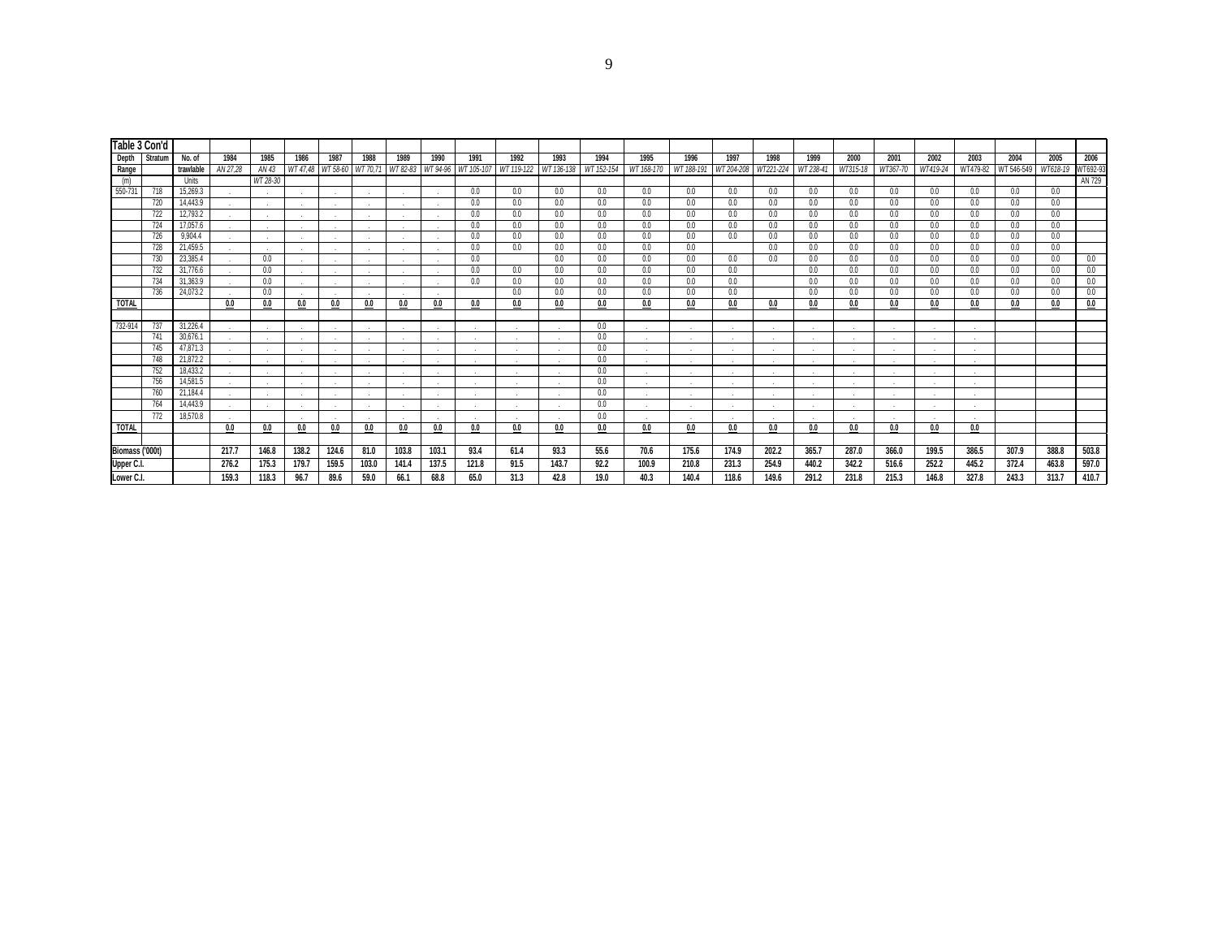| Table 3 Con'd | | | | | | | | | | | | | | | | | | | | | | | | | |
|---|---|---|---|---|---|---|---|---|---|---|---|---|---|---|---|---|---|---|---|---|---|---|---|---|---|
| Depth | Stratum | No. of | 1984 | 1985 | 1986 | 1987 | 1988 | 1989 | 1990 | 1991 | 1992 | 1993 | 1994 | 1995 | 1996 | 1997 | 1998 | 1999 | 2000 | 2001 | 2002 | 2003 | 2004 | 2005 | 2006 |
| Range | | trawlable | AN 27,28 | AN 43 | WT 47,48 | WT 58-60 | WT 70,71 | WT 82-83 | WT 94-96 | WT 105-107 | WT 119-122 | WT 136-138 | WT 152-154 | WT 168-170 | WT 188-191 | WT 204-208 | WT221-224 | WT 238-41 | WT315-18 | WT367-70 | WT419-24 | WT479-82 | WT 546-549 | WT618-19 | WT692-93 |
| (m) | | Units | | WT 28-30 | | | | | | | | | | | | | | | | | | | | | AN 729 |
| 550-731 | 718 | 15,269.3 | . | . | . | . | . | . | . | 0.0 | 0.0 | 0.0 | 0.0 | 0.0 | 0.0 | 0.0 | 0.0 | 0.0 | 0.0 | 0.0 | 0.0 | 0.0 | 0.0 | 0.0 | |
| | 720 | 14,443.9 | . | . | . | . | . | . | . | 0.0 | 0.0 | 0.0 | 0.0 | 0.0 | 0.0 | 0.0 | 0.0 | 0.0 | 0.0 | 0.0 | 0.0 | 0.0 | 0.0 | 0.0 | |
| | 722 | 12,793.2 | . | . | . | . | . | . | . | 0.0 | 0.0 | 0.0 | 0.0 | 0.0 | 0.0 | 0.0 | 0.0 | 0.0 | 0.0 | 0.0 | 0.0 | 0.0 | 0.0 | 0.0 | |
| | 724 | 17,057.6 | . | . | . | . | . | . | . | 0.0 | 0.0 | 0.0 | 0.0 | 0.0 | 0.0 | 0.0 | 0.0 | 0.0 | 0.0 | 0.0 | 0.0 | 0.0 | 0.0 | 0.0 | |
| | 726 | 9,904.4 | . | . | . | . | . | . | . | 0.0 | 0.0 | 0.0 | 0.0 | 0.0 | 0.0 | 0.0 | 0.0 | 0.0 | 0.0 | 0.0 | 0.0 | 0.0 | 0.0 | 0.0 | |
| | 728 | 21,459.5 | . | . | . | . | . | . | . | 0.0 | 0.0 | 0.0 | 0.0 | 0.0 | 0.0 | | 0.0 | 0.0 | 0.0 | 0.0 | 0.0 | 0.0 | 0.0 | 0.0 | |
| | 730 | 23,385.4 | . | 0.0 | . | . | . | . | . | 0.0 | | 0.0 | 0.0 | 0.0 | 0.0 | 0.0 | 0.0 | 0.0 | 0.0 | 0.0 | 0.0 | 0.0 | 0.0 | 0.0 | 0.0 |
| | 732 | 31,776.6 | . | 0.0 | . | . | . | . | . | 0.0 | 0.0 | 0.0 | 0.0 | 0.0 | 0.0 | 0.0 | | 0.0 | 0.0 | 0.0 | 0.0 | 0.0 | 0.0 | 0.0 | 0.0 |
| | 734 | 31,363.9 | . | 0.0 | . | . | . | . | . | 0.0 | 0.0 | 0.0 | 0.0 | 0.0 | 0.0 | 0.0 | | 0.0 | 0.0 | 0.0 | 0.0 | 0.0 | 0.0 | 0.0 | 0.0 |
| | 736 | 24,073.2 | . | 0.0 | . | . | . | . | . | | 0.0 | 0.0 | 0.0 | 0.0 | 0.0 | 0.0 | | 0.0 | 0.0 | 0.0 | 0.0 | 0.0 | 0.0 | 0.0 | 0.0 |
| TOTAL | | | 0.0 | 0.0 | 0.0 | 0.0 | 0.0 | 0.0 | 0.0 | 0.0 | 0.0 | 0.0 | 0.0 | 0.0 | 0.0 | 0.0 | 0.0 | 0.0 | 0.0 | 0.0 | 0.0 | 0.0 | 0.0 | 0.0 | 0.0 |
| | | | | | | | | | | | | | | | | | | | | | | | | | |
| 732-914 | 737 | 31,226.4 | . | . | . | . | . | . | . | . | . | . | 0.0 | . | . | . | . | . | . | . | . | . | | | |
| | 741 | 30,676.1 | . | . | . | . | . | . | . | . | . | . | 0.0 | . | . | . | . | . | . | . | . | . | | | |
| | 745 | 47,871.3 | . | . | . | . | . | . | . | . | . | . | 0.0 | . | . | . | . | . | . | . | . | . | | | |
| | 748 | 21,872.2 | . | . | . | . | . | . | . | . | . | . | 0.0 | . | . | . | . | . | . | . | . | . | | | |
| | 752 | 18,433.2 | . | . | . | . | . | . | . | . | . | . | 0.0 | . | . | . | . | . | . | . | . | . | | | |
| | 756 | 14,581.5 | . | . | . | . | . | . | . | . | . | . | 0.0 | . | . | . | . | . | . | . | . | . | | | |
| | 760 | 21,184.4 | . | . | . | . | . | . | . | . | . | . | 0.0 | . | . | . | . | . | . | . | . | . | | | |
| | 764 | 14,443.9 | . | . | . | . | . | . | . | . | . | . | 0.0 | . | . | . | . | . | . | . | . | . | | | |
| | 772 | 18,570.8 | . | | . | . | . | . | . | . | . | . | 0.0 | . | . | . | . | . | . | . | . | . | | | |
| TOTAL | | | 0.0 | 0.0 | 0.0 | 0.0 | 0.0 | 0.0 | 0.0 | 0.0 | 0.0 | 0.0 | 0.0 | 0.0 | 0.0 | 0.0 | 0.0 | 0.0 | 0.0 | 0.0 | 0.0 | 0.0 | | | |
| | | | | | | | | | | | | | | | | | | | | | | | | | |
| Biomass ('000t) | | | 217.7 | 146.8 | 138.2 | 124.6 | 81.0 | 103.8 | 103.1 | 93.4 | 61.4 | 93.3 | 55.6 | 70.6 | 175.6 | 174.9 | 202.2 | 365.7 | 287.0 | 366.0 | 199.5 | 386.5 | 307.9 | 388.8 | 503.8 |
| Upper C.I. | | | 276.2 | 175.3 | 179.7 | 159.5 | 103.0 | 141.4 | 137.5 | 121.8 | 91.5 | 143.7 | 92.2 | 100.9 | 210.8 | 231.3 | 254.9 | 440.2 | 342.2 | 516.6 | 252.2 | 445.2 | 372.4 | 463.8 | 597.0 |
| Lower C.I. | | | 159.3 | 118.3 | 96.7 | 89.6 | 59.0 | 66.1 | 68.8 | 65.0 | 31.3 | 42.8 | 19.0 | 40.3 | 140.4 | 118.6 | 149.6 | 291.2 | 231.8 | 215.3 | 146.8 | 327.8 | 243.3 | 313.7 | 410.7 |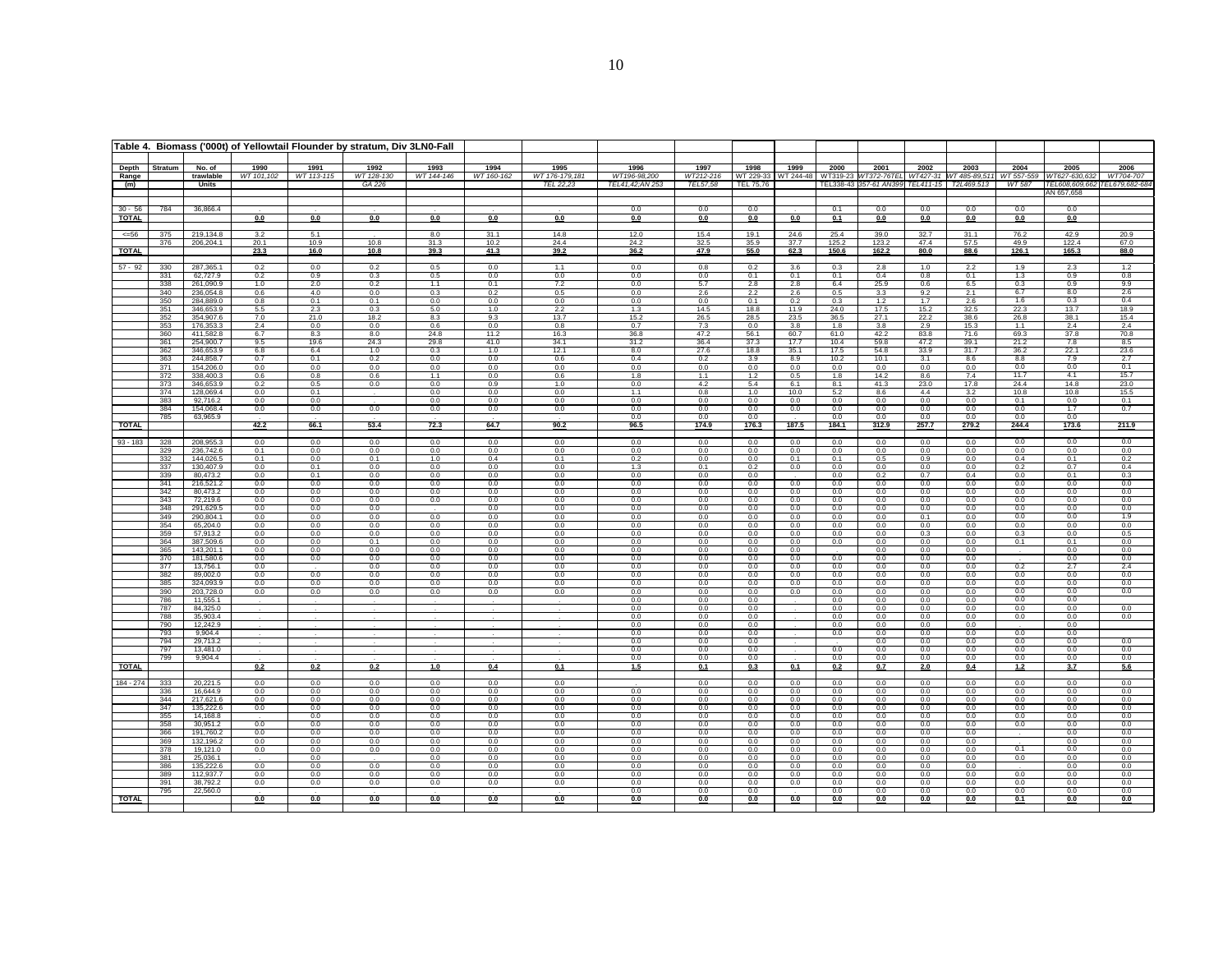## Table 4. Biomass ('000t) of Yellowtail Flounder by stratum, Div 3LNO-Fall

| Depth Range (m) | Stratum | No. of trawlable Units | 1990 | 1991 | 1992 | 1993 | 1994 | 1995 | 1996 | 1997 | 1998 | 1999 | 2000 | 2001 | 2002 | 2003 | 2004 | 2005 | 2006 |
|---|---|---|---|---|---|---|---|---|---|---|---|---|---|---|---|---|---|---|---|
| | | | WT 101,102 | WT 113-115 | WT 128-130 GA 226 | WT 144-146 | WT 160-162 | WT 176-179,181 TEL 22,23 | WT196-98,200 TEL41,42;AN 253 | WT212-216 TEL57,58 | WT 229-33 TEL 75,76 | WT 244-48 | WT319-23 TEL338-43 | WT372-76TEL 357-61 AN399 | WT427-31 TEL411-15 | WT 485-89,511 T2L469.513 | WT 557-559 WT 587 | WT627-630,632 TEL608,609,662 AN 657,658 | WT704-707 TEL679,682-684 |
| 30 - 56 | 784 | 36,866.4 | . | . | . | . | . | . | 0.0 | 0.0 | 0.0 | | 0.1 | 0.0 | 0.0 | 0.0 | 0.0 | 0.0 | |
| TOTAL | | | 0.0 | 0.0 | 0.0 | 0.0 | 0.0 | 0.0 | 0.0 | 0.0 | 0.0 | 0.0 | 0.1 | 0.0 | 0.0 | 0.0 | 0.0 | 0.0 | |
| <=56 | 375 | 219,134.8 | 3.2 | 5.1 | | 8.0 | 31.1 | 14.8 | 12.0 | 15.4 | 19.1 | 24.6 | 25.4 | 39.0 | 32.7 | 31.1 | 76.2 | 42.9 | 20.9 |
| | 376 | 206,204.1 | 20.1 | 10.9 | 10.8 | 31.3 | 10.2 | 24.4 | 24.2 | 32.5 | 35.9 | 37.7 | 125.2 | 123.2 | 47.4 | 57.5 | 49.9 | 122.4 | 67.0 |
| TOTAL | | | 23.3 | 16.0 | 10.8 | 39.3 | 41.3 | 39.2 | 36.2 | 47.9 | 55.0 | 62.3 | 150.6 | 162.2 | 80.0 | 88.6 | 126.1 | 165.3 | 88.0 |
| 57 - 92 | 330 | 287,365.1 | 0.2 | 0.0 | 0.2 | 0.5 | 0.0 | 1.1 | 0.0 | 0.8 | 0.2 | 3.6 | 0.3 | 2.8 | 1.0 | 2.2 | 1.9 | 2.3 | 1.2 |
| | 331 | 62,727.9 | 0.2 | 0.9 | 0.3 | 0.5 | 0.0 | 0.0 | 0.0 | 0.0 | 0.1 | 0.1 | 0.1 | 0.4 | 0.8 | 0.1 | 1.3 | 0.9 | 0.8 |
| | 338 | 261,090.9 | 1.0 | 2.0 | 0.2 | 1.1 | 0.1 | 7.2 | 0.0 | 5.7 | 2.8 | 2.8 | 6.4 | 25.9 | 0.6 | 6.5 | 0.3 | 0.9 | 9.9 |
| | 340 | 236,054.8 | 0.6 | 4.0 | 0.0 | 0.3 | 0.2 | 0.5 | 0.0 | 2.6 | 2.2 | 2.6 | 0.5 | 3.3 | 9.2 | 2.1 | 6.7 | 8.0 | 2.6 |
| | 350 | 284,889.0 | 0.8 | 0.1 | 0.1 | 0.0 | 0.0 | 0.0 | 0.0 | 0.0 | 0.1 | 0.2 | 0.3 | 1.2 | 1.7 | 2.6 | 1.6 | 0.3 | 0.4 |
| | 351 | 346,653.9 | 5.5 | 2.3 | 0.3 | 5.0 | 1.0 | 2.2 | 1.3 | 14.5 | 18.8 | 11.9 | 24.0 | 17.5 | 15.2 | 32.5 | 22.3 | 13.7 | 18.9 |
| | 352 | 354,907.6 | 7.0 | 21.0 | 18.2 | 8.3 | 9.3 | 13.7 | 15.2 | 26.5 | 28.5 | 23.5 | 36.5 | 27.1 | 22.2 | 38.6 | 26.8 | 38.1 | 15.4 |
| | 353 | 176,353.3 | 2.4 | 0.0 | 0.0 | 0.6 | 0.0 | 0.8 | 0.7 | 7.3 | 0.0 | 3.8 | 1.8 | 3.8 | 2.9 | 15.3 | 1.1 | 2.4 | 2.4 |
| | 360 | 411,582.8 | 6.7 | 8.3 | 8.0 | 24.8 | 11.2 | 16.3 | 36.8 | 47.2 | 56.1 | 60.7 | 61.0 | 42.2 | 83.8 | 71.6 | 69.3 | 37.8 | 70.8 |
| | 361 | 254,900.7 | 9.5 | 19.6 | 24.3 | 29.8 | 41.0 | 34.1 | 31.2 | 36.4 | 37.3 | 17.7 | 10.4 | 59.8 | 47.2 | 39.1 | 21.2 | 7.8 | 8.5 |
| | 362 | 346,653.9 | 6.8 | 6.4 | 1.0 | 0.3 | 1.0 | 12.1 | 8.0 | 27.6 | 18.8 | 35.1 | 17.5 | 54.8 | 33.9 | 31.7 | 36.2 | 22.1 | 23.6 |
| | 363 | 244,858.7 | 0.7 | 0.1 | 0.2 | 0.0 | 0.0 | 0.6 | 0.4 | 0.2 | 3.9 | 8.9 | 10.2 | 10.1 | 3.1 | 8.6 | 8.8 | 7.9 | 2.7 |
| | 371 | 154,206.0 | 0.0 | 0.0 | 0.0 | 0.0 | 0.0 | 0.0 | 0.0 | 0.0 | 0.0 | 0.0 | 0.0 | 0.0 | 0.0 | 0.0 | 0.0 | 0.0 | 0.1 |
| | 372 | 338,400.3 | 0.6 | 0.8 | 0.6 | 1.1 | 0.0 | 0.6 | 1.8 | 1.1 | 1.2 | 0.5 | 1.8 | 14.2 | 8.6 | 7.4 | 11.7 | 4.1 | 15.7 |
| | 373 | 346,653.9 | 0.2 | 0.5 | 0.0 | 0.0 | 0.9 | 1.0 | 0.0 | 4.2 | 5.4 | 6.1 | 8.1 | 41.3 | 23.0 | 17.8 | 24.4 | 14.8 | 23.0 |
| | 374 | 128,069.4 | 0.0 | 0.1 | . | 0.0 | 0.0 | 0.0 | 1.1 | 0.8 | 1.0 | 10.0 | 5.2 | 8.6 | 4.4 | 3.2 | 10.8 | 10.8 | 15.5 |
| | 383 | 92,716.2 | 0.0 | 0.0 | . | 0.0 | 0.0 | 0.0 | 0.0 | 0.0 | 0.0 | 0.0 | 0.0 | 0.0 | 0.0 | 0.0 | 0.1 | 0.0 | 0.1 |
| | 384 | 154,068.4 | 0.0 | 0.0 | 0.0 | 0.0 | 0.0 | 0.0 | 0.0 | 0.0 | 0.0 | 0.0 | 0.0 | 0.0 | 0.0 | 0.0 | 0.0 | 1.7 | 0.7 |
| | 785 | 63,965.9 | . | . | . | . | . | . | 0.0 | 0.0 | 0.0 | . | 0.0 | 0.0 | 0.0 | 0.0 | 0.0 | 0.0 | |
| TOTAL | | | 42.2 | 66.1 | 53.4 | 72.3 | 64.7 | 90.2 | 96.5 | 174.9 | 176.3 | 187.5 | 184.1 | 312.9 | 257.7 | 279.2 | 244.4 | 173.6 | 211.9 |
| 93 - 183 | 328 | 208,955.3 | 0.0 | 0.0 | 0.0 | 0.0 | 0.0 | 0.0 | 0.0 | 0.0 | 0.0 | 0.0 | 0.0 | 0.0 | 0.0 | 0.0 | 0.0 | 0.0 | 0.0 |
| | 329 | 236,742.6 | 0.1 | 0.0 | 0.0 | 0.0 | 0.0 | 0.0 | 0.0 | 0.0 | 0.0 | 0.0 | 0.0 | 0.0 | 0.0 | 0.0 | 0.0 | 0.0 | 0.0 |
| | 332 | 144,026.5 | 0.1 | 0.0 | 0.1 | 1.0 | 0.4 | 0.1 | 0.2 | 0.0 | 0.0 | 0.1 | 0.1 | 0.5 | 0.9 | 0.0 | 0.4 | 0.1 | 0.2 |
| | 337 | 130,407.9 | 0.0 | 0.1 | 0.0 | 0.0 | 0.0 | 0.0 | 1.3 | 0.1 | 0.2 | 0.0 | 0.0 | 0.0 | 0.0 | 0.0 | 0.2 | 0.7 | 0.4 |
| | 339 | 80,473.2 | 0.0 | 0.1 | 0.0 | 0.0 | 0.0 | 0.0 | 0.0 | 0.0 | 0.0 | . | 0.0 | 0.2 | 0.7 | 0.4 | 0.0 | 0.1 | 0.3 |
| | 341 | 216,521.2 | 0.0 | 0.0 | 0.0 | 0.0 | 0.0 | 0.0 | 0.0 | 0.0 | 0.0 | 0.0 | 0.0 | 0.0 | 0.0 | 0.0 | 0.0 | 0.0 | 0.0 |
| | 342 | 80,473.2 | 0.0 | 0.0 | 0.0 | 0.0 | 0.0 | 0.0 | 0.0 | 0.0 | 0.0 | 0.0 | 0.0 | 0.0 | 0.0 | 0.0 | 0.0 | 0.0 | 0.0 |
| | 343 | 72,219.6 | 0.0 | 0.0 | 0.0 | 0.0 | 0.0 | 0.0 | 0.0 | 0.0 | 0.0 | 0.0 | 0.0 | 0.0 | 0.0 | 0.0 | 0.0 | 0.0 | 0.0 |
| | 348 | 291,629.5 | 0.0 | 0.0 | 0.0 | . | 0.0 | 0.0 | 0.0 | 0.0 | 0.0 | 0.0 | 0.0 | 0.0 | 0.0 | 0.0 | 0.0 | 0.0 | 0.0 |
| | 349 | 290,804.1 | 0.0 | 0.0 | 0.0 | 0.0 | 0.0 | 0.0 | 0.0 | 0.0 | 0.0 | 0.0 | 0.0 | 0.0 | 0.1 | 0.0 | 0.0 | 0.0 | 1.9 |
| | 354 | 65,204.0 | 0.0 | 0.0 | 0.0 | 0.0 | 0.0 | 0.0 | 0.0 | 0.0 | 0.0 | 0.0 | 0.0 | 0.0 | 0.0 | 0.0 | 0.0 | 0.0 | 0.0 |
| | 359 | 57,913.2 | 0.0 | 0.0 | 0.0 | 0.0 | 0.0 | 0.0 | 0.0 | 0.0 | 0.0 | 0.0 | 0.0 | 0.0 | 0.3 | 0.0 | 0.3 | 0.0 | 0.5 |
| | 364 | 387,509.6 | 0.0 | 0.0 | 0.1 | 0.0 | 0.0 | 0.0 | 0.0 | 0.0 | 0.0 | 0.0 | 0.0 | 0.0 | 0.0 | 0.0 | 0.1 | 0.1 | 0.0 |
| | 365 | 143,201.1 | 0.0 | 0.0 | 0.0 | 0.0 | 0.0 | 0.0 | 0.0 | 0.0 | 0.0 | 0.0 | . | 0.0 | 0.0 | 0.0 | . | 0.0 | 0.0 |
| | 370 | 181,580.6 | 0.0 | 0.0 | 0.0 | 0.0 | 0.0 | 0.0 | 0.0 | 0.0 | 0.0 | 0.0 | 0.0 | 0.0 | 0.0 | 0.0 | . | 0.0 | 0.0 |
| | 377 | 13,756.1 | 0.0 | . | 0.0 | 0.0 | 0.0 | 0.0 | 0.0 | 0.0 | 0.0 | 0.0 | 0.0 | 0.0 | 0.0 | 0.0 | 0.2 | 2.7 | 2.4 |
| | 382 | 89,002.0 | 0.0 | 0.0 | 0.0 | 0.0 | 0.0 | 0.0 | 0.0 | 0.0 | 0.0 | 0.0 | 0.0 | 0.0 | 0.0 | 0.0 | 0.0 | 0.0 | 0.0 |
| | 385 | 324,093.9 | 0.0 | 0.0 | 0.0 | 0.0 | 0.0 | 0.0 | 0.0 | 0.0 | 0.0 | 0.0 | 0.0 | 0.0 | 0.0 | 0.0 | 0.0 | 0.0 | 0.0 |
| | 390 | 203,728.0 | 0.0 | 0.0 | 0.0 | 0.0 | 0.0 | 0.0 | 0.0 | 0.0 | 0.0 | 0.0 | 0.0 | 0.0 | 0.0 | 0.0 | 0.0 | 0.0 | 0.0 |
| | 786 | 11,555.1 | . | . | . | . | . | . | 0.0 | 0.0 | 0.0 | . | 0.0 | 0.0 | 0.0 | 0.0 | 0.0 | 0.0 | |
| | 787 | 84,325.0 | . | . | . | . | . | . | 0.0 | 0.0 | 0.0 | . | 0.0 | 0.0 | 0.0 | 0.0 | 0.0 | 0.0 | 0.0 |
| | 788 | 35,903.4 | . | . | . | . | . | . | 0.0 | 0.0 | 0.0 | . | 0.0 | 0.0 | 0.0 | 0.0 | 0.0 | 0.0 | 0.0 |
| | 790 | 12,242.9 | . | . | . | . | . | . | 0.0 | 0.0 | 0.0 | . | 0.0 | 0.0 | 0.0 | 0.0 | | 0.0 | |
| | 793 | 9,904.4 | . | . | . | . | . | . | 0.0 | 0.0 | 0.0 | . | 0.0 | 0.0 | 0.0 | 0.0 | 0.0 | 0.0 | |
| | 794 | 29,713.2 | . | . | . | . | . | . | 0.0 | 0.0 | 0.0 | . | . | 0.0 | 0.0 | 0.0 | 0.0 | 0.0 | 0.0 |
| | 797 | 13,481.0 | . | . | . | . | . | . | 0.0 | 0.0 | 0.0 | . | 0.0 | 0.0 | 0.0 | 0.0 | 0.0 | 0.0 | 0.0 |
| | 799 | 9,904.4 | . | . | . | . | . | . | 0.0 | 0.0 | 0.0 | . | 0.0 | 0.0 | 0.0 | 0.0 | 0.0 | 0.0 | 0.0 |
| TOTAL | | | 0.2 | 0.2 | 0.2 | 1.0 | 0.4 | 0.1 | 1.5 | 0.1 | 0.3 | 0.1 | 0.2 | 0.7 | 2.0 | 0.4 | 1.2 | 3.7 | 5.6 |
| 184 - 274 | 333 | 20,221.5 | 0.0 | 0.0 | 0.0 | 0.0 | 0.0 | 0.0 | . | 0.0 | 0.0 | 0.0 | 0.0 | 0.0 | 0.0 | 0.0 | 0.0 | 0.0 | 0.0 |
| | 336 | 16,644.9 | 0.0 | 0.0 | 0.0 | 0.0 | 0.0 | 0.0 | 0.0 | 0.0 | 0.0 | 0.0 | 0.0 | 0.0 | 0.0 | 0.0 | 0.0 | 0.0 | 0.0 |
| | 344 | 217,621.6 | 0.0 | 0.0 | 0.0 | 0.0 | 0.0 | 0.0 | 0.0 | 0.0 | 0.0 | 0.0 | 0.0 | 0.0 | 0.0 | 0.0 | 0.0 | 0.0 | 0.0 |
| | 347 | 135,222.6 | 0.0 | 0.0 | 0.0 | 0.0 | 0.0 | 0.0 | 0.0 | 0.0 | 0.0 | 0.0 | 0.0 | 0.0 | 0.0 | 0.0 | 0.0 | 0.0 | 0.0 |
| | 355 | 14,168.8 | . | 0.0 | 0.0 | 0.0 | 0.0 | 0.0 | 0.0 | 0.0 | 0.0 | 0.0 | 0.0 | 0.0 | 0.0 | 0.0 | 0.0 | 0.0 | 0.0 |
| | 358 | 30,951.2 | 0.0 | 0.0 | 0.0 | 0.0 | 0.0 | 0.0 | 0.0 | 0.0 | 0.0 | 0.0 | 0.0 | 0.0 | 0.0 | 0.0 | 0.0 | 0.0 | 0.0 |
| | 366 | 191,760.2 | 0.0 | 0.0 | 0.0 | 0.0 | 0.0 | 0.0 | 0.0 | 0.0 | 0.0 | 0.0 | 0.0 | 0.0 | 0.0 | 0.0 | . | 0.0 | 0.0 |
| | 369 | 132,196.2 | 0.0 | 0.0 | 0.0 | 0.0 | 0.0 | 0.0 | 0.0 | 0.0 | 0.0 | 0.0 | 0.0 | 0.0 | 0.0 | 0.0 | . | 0.0 | 0.0 |
| | 378 | 19,121.0 | 0.0 | 0.0 | 0.0 | 0.0 | 0.0 | 0.0 | 0.0 | 0.0 | 0.0 | 0.0 | 0.0 | 0.0 | 0.0 | 0.0 | 0.1 | 0.0 | 0.0 |
| | 381 | 25,036.1 | . | 0.0 | . | 0.0 | 0.0 | 0.0 | 0.0 | 0.0 | 0.0 | 0.0 | 0.0 | 0.0 | 0.0 | 0.0 | 0.0 | 0.0 | 0.0 |
| | 386 | 135,222.6 | 0.0 | 0.0 | 0.0 | 0.0 | 0.0 | 0.0 | 0.0 | 0.0 | 0.0 | 0.0 | 0.0 | 0.0 | 0.0 | 0.0 | . | 0.0 | 0.0 |
| | 389 | 112,937.7 | 0.0 | 0.0 | 0.0 | 0.0 | 0.0 | 0.0 | 0.0 | 0.0 | 0.0 | 0.0 | 0.0 | 0.0 | 0.0 | 0.0 | 0.0 | 0.0 | 0.0 |
| | 391 | 38,792.2 | 0.0 | 0.0 | 0.0 | 0.0 | 0.0 | 0.0 | 0.0 | 0.0 | 0.0 | 0.0 | 0.0 | 0.0 | 0.0 | 0.0 | 0.0 | 0.0 | 0.0 |
| | 795 | 22,560.0 | . | . | . | . | . | . | 0.0 | 0.0 | 0.0 | . | 0.0 | 0.0 | 0.0 | 0.0 | 0.0 | 0.0 | 0.0 |
| TOTAL | | | 0.0 | 0.0 | 0.0 | 0.0 | 0.0 | 0.0 | 0.0 | 0.0 | 0.0 | 0.0 | 0.0 | 0.0 | 0.0 | 0.0 | 0.1 | 0.0 | 0.0 |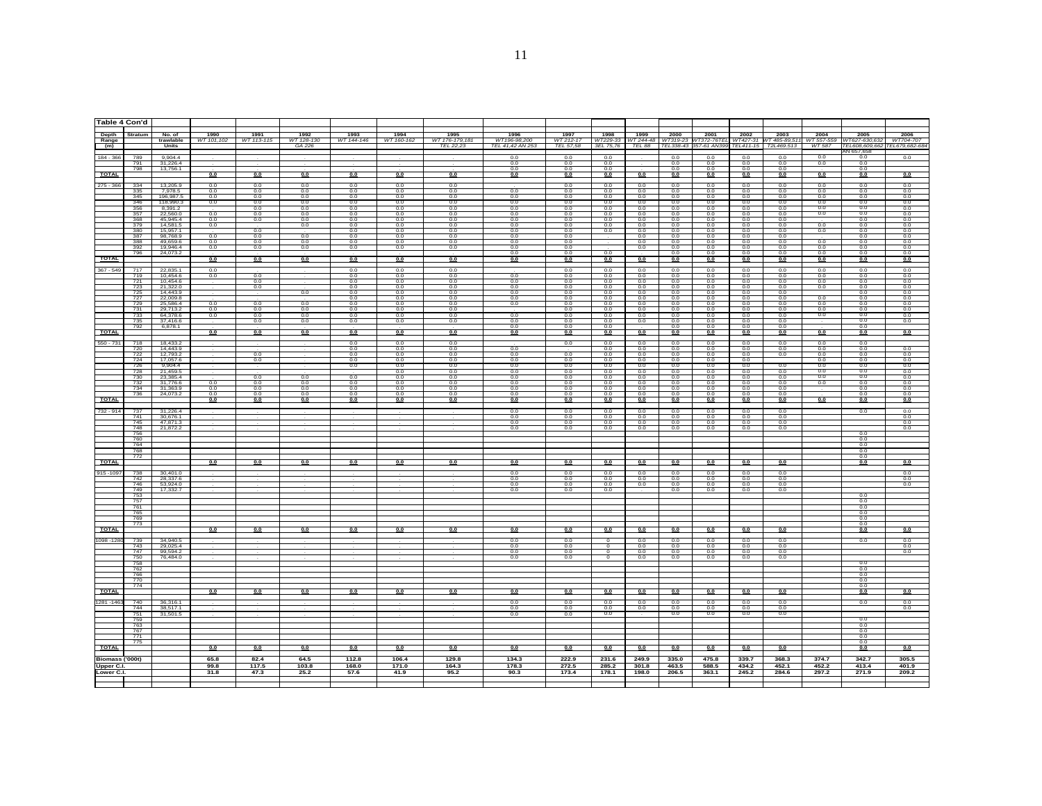| Table 4 Con'd | | | | | | | | | | | | | | | | | | | |
|---|---|---|---|---|---|---|---|---|---|---|---|---|---|---|---|---|---|---|---|
| Depth Range (m) | Stratum | No. of trawlable Units | 1990 | 1991 | 1992 | 1993 | 1994 | 1995 | 1996 | 1997 | 1998 | 1999 | 2000 | 2001 | 2002 | 2003 | 2004 | 2005 | 2006 |
| | | | WT 101,102 | WT 113-115 | WT 128-130 GA 226 | WT 144-146 | WT 160-162 | WT 176-179,181 TEL 22,23 | WT196-98,200 TEL 41,42 AN 253 | WT 212-17 TEL 57,58 | WT229-33 3EL 75,76 | WT 244-48 TEL 88 | WT319-23 TEL338-43 | WT372-76TEL 357-61 AN399 | WT427-31 TEL411-15 | WT 485-89,511 T2L469.513 | WT 557-559 WT 587 | WT627-630,632 TEL608,609,662 AN 657,658 | WT704-707 TEL679,682-684 |
| 184 - 366 | 789 | 9,904.4 | . | . | . | . | . | . | 0.0 | 0.0 | 0.0 | . | 0.0 | 0.0 | 0.0 | 0.0 | 0.0 | 0.0 | 0.0 |
| | 791 | 31,226.4 | . | . | . | . | . | . | 0.0 | 0.0 | 0.0 | | 0.0 | 0.0 | 0.0 | 0.0 | 0.0 | 0.0 | |
| | 798 | 13,756.1 | . | . | . | . | . | . | 0.0 | 0.0 | 0.0 | | 0.0 | 0.0 | 0.0 | 0.0 | | 0.0 | |
| TOTAL | | | 0.0 | 0.0 | 0.0 | 0.0 | 0.0 | 0.0 | 0.0 | 0.0 | 0.0 | 0.0 | 0.0 | 0.0 | 0.0 | 0.0 | 0.0 | 0.0 | 0.0 |
| 275 - 366 | 334 | 13,205.9 | 0.0 | 0.0 | 0.0 | 0.0 | 0.0 | 0.0 | . | 0.0 | 0.0 | 0.0 | 0.0 | 0.0 | 0.0 | 0.0 | 0.0 | 0.0 | 0.0 |
| | 335 | 7,978.5 | 0.0 | 0.0 | 0.0 | 0.0 | 0.0 | 0.0 | 0.0 | 0.0 | 0.0 | 0.0 | 0.0 | 0.0 | 0.0 | 0.0 | 0.0 | 0.0 | 0.0 |
| | 345 | 196,987.5 | 0.0 | 0.0 | 0.0 | 0.0 | 0.0 | 0.0 | 0.0 | 0.0 | 0.0 | 0.0 | 0.0 | 0.0 | 0.0 | 0.0 | 0.0 | 0.0 | 0.0 |
| | 346 | 118,990.3 | 0.0 | 0.0 | 0.0 | 0.0 | 0.0 | 0.0 | 0.0 | 0.0 | 0.0 | 0.0 | 0.0 | 0.0 | 0.0 | 0.0 | 0.0 | 0.0 | 0.0 |
| | 356 | 8,391.2 | | 0.0 | 0.0 | 0.0 | 0.0 | 0.0 | 0.0 | 0.0 | 0.0 | 0.0 | 0.0 | 0.0 | 0.0 | 0.0 | 0.0 | 0.0 | 0.0 |
| | 357 | 22,560.0 | 0.0 | 0.0 | 0.0 | 0.0 | 0.0 | 0.0 | 0.0 | 0.0 | 0.0 | 0.0 | 0.0 | 0.0 | 0.0 | 0.0 | 0.0 | 0.0 | 0.0 |
| | 368 | 45,945.4 | 0.0 | 0.0 | 0.0 | 0.0 | 0.0 | 0.0 | 0.0 | 0.0 | 0.0 | 0.0 | 0.0 | 0.0 | 0.0 | 0.0 | | 0.0 | 0.0 |
| | 379 | 14,581.5 | 0.0 | | 0.0 | 0.0 | 0.0 | 0.0 | 0.0 | 0.0 | 0.0 | 0.0 | 0.0 | 0.0 | 0.0 | 0.0 | 0.0 | 0.0 | 0.0 |
| | 380 | 15,957.1 | . | 0.0 | . | 0.0 | 0.0 | 0.0 | 0.0 | 0.0 | 0.0 | 0.0 | 0.0 | 0.0 | 0.0 | 0.0 | 0.0 | 0.0 | 0.0 |
| | 387 | 98,768.9 | 0.0 | 0.0 | 0.0 | 0.0 | 0.0 | 0.0 | 0.0 | 0.0 | . | 0.0 | 0.0 | 0.0 | 0.0 | 0.0 | | 0.0 | 0.0 |
| | 388 | 49,659.6 | 0.0 | 0.0 | 0.0 | 0.0 | 0.0 | 0.0 | 0.0 | 0.0 | | 0.0 | 0.0 | 0.0 | 0.0 | 0.0 | 0.0 | 0.0 | 0.0 |
| | 392 | 19,946.4 | 0.0 | 0.0 | 0.0 | 0.0 | 0.0 | 0.0 | 0.0 | 0.0 | | 0.0 | 0.0 | 0.0 | 0.0 | 0.0 | 0.0 | 0.0 | 0.0 |
| | 796 | 24,073.2 | | | | | | | 0.0 | 0.0 | 0.0 | | 0.0 | 0.0 | 0.0 | 0.0 | 0.0 | 0.0 | 0.0 |
| TOTAL | | | 0.0 | 0.0 | 0.0 | 0.0 | 0.0 | 0.0 | 0.0 | 0.0 | 0.0 | 0.0 | 0.0 | 0.0 | 0.0 | 0.0 | 0.0 | 0.0 | 0.0 |
| 367 - 549 | 717 | 22,835.1 | 0.0 | . | . | 0.0 | 0.0 | 0.0 | . | 0.0 | 0.0 | 0.0 | 0.0 | 0.0 | 0.0 | 0.0 | 0.0 | 0.0 | 0.0 |
| | 719 | 10,454.6 | 0.0 | 0.0 | . | 0.0 | 0.0 | 0.0 | 0.0 | 0.0 | 0.0 | 0.0 | 0.0 | 0.0 | 0.0 | 0.0 | 0.0 | 0.0 | 0.0 |
| | 721 | 10,454.6 | . | 0.0 | . | 0.0 | 0.0 | 0.0 | 0.0 | 0.0 | 0.0 | 0.0 | 0.0 | 0.0 | 0.0 | 0.0 | 0.0 | 0.0 | 0.0 |
| | 723 | 21,322.0 | . | 0.0 | . | 0.0 | 0.0 | 0.0 | 0.0 | 0.0 | 0.0 | 0.0 | 0.0 | 0.0 | 0.0 | 0.0 | 0.0 | 0.0 | 0.0 |
| | 725 | 14,443.9 | . | . | 0.0 | 0.0 | 0.0 | 0.0 | 0.0 | 0.0 | 0.0 | 0.0 | 0.0 | 0.0 | 0.0 | 0.0 | | 0.0 | 0.0 |
| | 727 | 22,009.8 | . | . | . | 0.0 | 0.0 | 0.0 | 0.0 | 0.0 | 0.0 | 0.0 | 0.0 | 0.0 | 0.0 | 0.0 | 0.0 | 0.0 | 0.0 |
| | 729 | 25,586.4 | 0.0 | 0.0 | 0.0 | 0.0 | 0.0 | 0.0 | 0.0 | 0.0 | 0.0 | 0.0 | 0.0 | 0.0 | 0.0 | 0.0 | 0.0 | 0.0 | 0.0 |
| | 731 | 29,713.2 | 0.0 | 0.0 | 0.0 | 0.0 | 0.0 | 0.0 | . | 0.0 | 0.0 | 0.0 | 0.0 | 0.0 | 0.0 | 0.0 | 0.0 | 0.0 | 0.0 |
| | 733 | 64,378.6 | 0.0 | 0.0 | 0.0 | 0.0 | 0.0 | 0.0 | 0.0 | 0.0 | 0.0 | 0.0 | 0.0 | 0.0 | 0.0 | 0.0 | 0.0 | 0.0 | 0.0 |
| | 735 | 37,416.6 | . | 0.0 | 0.0 | 0.0 | 0.0 | 0.0 | 0.0 | 0.0 | 0.0 | 0.0 | 0.0 | 0.0 | 0.0 | 0.0 | | 0.0 | 0.0 |
| | 792 | 6,878.1 | . | . | . | . | . | . | 0.0 | 0.0 | 0.0 | | 0.0 | 0.0 | 0.0 | 0.0 | . | 0.0 | |
| TOTAL | | | 0.0 | 0.0 | 0.0 | 0.0 | 0.0 | 0.0 | 0.0 | 0.0 | 0.0 | 0.0 | 0.0 | 0.0 | 0.0 | 0.0 | 0.0 | 0.0 | 0.0 |
| 550 - 731 | 718 | 18,433.2 | . | . | . | 0.0 | 0.0 | 0.0 | . | 0.0 | 0.0 | 0.0 | 0.0 | 0.0 | 0.0 | 0.0 | 0.0 | 0.0 | |
| | 720 | 14,443.9 | . | . | . | 0.0 | 0.0 | 0.0 | 0.0 | | 0.0 | 0.0 | 0.0 | 0.0 | 0.0 | 0.0 | 0.0 | 0.0 | 0.0 |
| | 722 | 12,793.2 | . | 0.0 | . | 0.0 | 0.0 | 0.0 | 0.0 | 0.0 | 0.0 | 0.0 | 0.0 | 0.0 | 0.0 | 0.0 | 0.0 | 0.0 | 0.0 |
| | 724 | 17,057.6 | . | 0.0 | . | 0.0 | 0.0 | 0.0 | 0.0 | 0.0 | 0.0 | 0.0 | 0.0 | 0.0 | 0.0 | | 0.0 | 0.0 | 0.0 |
| | 726 | 9,904.4 | . | . | . | 0.0 | | 0.0 | 0.0 | 0.0 | 0.0 | 0.0 | 0.0 | 0.0 | 0.0 | 0.0 | 0.0 | 0.0 | 0.0 |
| | 728 | 21,459.5 | . | . | . | | 0.0 | 0.0 | 0.0 | 0.0 | 0.0 | 0.0 | 0.0 | 0.0 | 0.0 | 0.0 | 0.0 | 0.0 | 0.0 |
| | 730 | 23,385.4 | . | 0.0 | 0.0 | 0.0 | 0.0 | 0.0 | 0.0 | 0.0 | 0.0 | 0.0 | 0.0 | 0.0 | 0.0 | 0.0 | 0.0 | 0.0 | 0.0 |
| | 732 | 31,776.6 | 0.0 | 0.0 | 0.0 | 0.0 | 0.0 | 0.0 | 0.0 | 0.0 | 0.0 | 0.0 | 0.0 | 0.0 | 0.0 | 0.0 | 0.0 | 0.0 | 0.0 |
| | 734 | 31,363.9 | 0.0 | 0.0 | 0.0 | 0.0 | 0.0 | 0.0 | 0.0 | 0.0 | 0.0 | 0.0 | 0.0 | 0.0 | 0.0 | 0.0 | | 0.0 | 0.0 |
| | 736 | 24,073.2 | 0.0 | 0.0 | 0.0 | 0.0 | 0.0 | 0.0 | 0.0 | 0.0 | 0.0 | 0.0 | 0.0 | 0.0 | 0.0 | 0.0 | . | 0.0 | 0.0 |
| TOTAL | | | 0.0 | 0.0 | 0.0 | 0.0 | 0.0 | 0.0 | 0.0 | 0.0 | 0.0 | 0.0 | 0.0 | 0.0 | 0.0 | 0.0 | 0.0 | 0.0 | 0.0 |
| 732 - 914 | 737 | 31,226.4 | . | . | . | . | . | . | 0.0 | 0.0 | 0.0 | 0.0 | 0.0 | 0.0 | 0.0 | 0.0 | | 0.0 | 0.0 |
| | 741 | 30,676.1 | . | . | . | . | . | . | 0.0 | 0.0 | 0.0 | 0.0 | 0.0 | 0.0 | 0.0 | 0.0 | | | 0.0 |
| | 745 | 47,871.3 | . | . | . | . | . | . | 0.0 | 0.0 | 0.0 | 0.0 | 0.0 | 0.0 | 0.0 | 0.0 | | | 0.0 |
| | 748 | 21,872.2 | . | . | . | . | . | . | 0.0 | 0.0 | 0.0 | 0.0 | 0.0 | 0.0 | 0.0 | 0.0 | | | 0.0 |
| | 756 | | | | | | | | | | | | | | | | | 0.0 | |
| | 760 | | | | | | | | | | | | | | | | | 0.0 | |
| | 764 | | | | | | | | | | | | | | | | | 0.0 | |
| | 768 | | | | | | | | | | | | | | | | | 0.0 | |
| | 772 | | | | | | | | | | | | | | | | | 0.0 | |
| TOTAL | | | 0.0 | 0.0 | 0.0 | 0.0 | 0.0 | 0.0 | 0.0 | 0.0 | 0.0 | 0.0 | 0.0 | 0.0 | 0.0 | 0.0 | | 0.0 | 0.0 |
| 915 -1097 | 738 | 30,401.0 | . | . | . | . | . | . | 0.0 | 0.0 | 0.0 | 0.0 | 0.0 | 0.0 | 0.0 | 0.0 | | | 0.0 |
| | 742 | 28,337.6 | . | . | . | . | . | . | 0.0 | 0.0 | 0.0 | 0.0 | 0.0 | 0.0 | 0.0 | 0.0 | | | 0.0 |
| | 746 | 53,924.0 | . | . | . | . | . | . | 0.0 | 0.0 | 0.0 | 0.0 | 0.0 | 0.0 | 0.0 | 0.0 | | | 0.0 |
| | 749 | 17,332.7 | . | . | . | . | . | . | 0.0 | 0.0 | 0.0 | | 0.0 | 0.0 | 0.0 | 0.0 | | | |
| | 753 | | | | | | | | | | | | | | | | | 0.0 | |
| | 757 | | | | | | | | | | | | | | | | | 0.0 | |
| | 761 | | | | | | | | | | | | | | | | | 0.0 | |
| | 765 | | | | | | | | | | | | | | | | | 0.0 | |
| | 769 | | | | | | | | | | | | | | | | | 0.0 | |
| | 773 | | | | | | | | | | | | | | | | | 0.0 | |
| TOTAL | | | 0.0 | 0.0 | 0.0 | 0.0 | 0.0 | 0.0 | 0.0 | 0.0 | 0.0 | 0.0 | 0.0 | 0.0 | 0.0 | 0.0 | | 0.0 | 0.0 |
| 1098 -1280 | 739 | 34,940.5 | . | . | . | . | . | . | 0.0 | 0.0 | 0 | 0.0 | 0.0 | 0.0 | 0.0 | 0.0 | | 0.0 | 0.0 |
| | 743 | 29,025.4 | . | . | . | . | . | . | 0.0 | 0.0 | 0 | 0.0 | 0.0 | 0.0 | 0.0 | 0.0 | | | 0.0 |
| | 747 | 99,594.2 | . | . | . | . | . | . | 0.0 | 0.0 | 0 | 0.0 | 0.0 | 0.0 | 0.0 | 0.0 | | | 0.0 |
| | 750 | 78,484.0 | . | . | . | . | . | . | 0.0 | 0.0 | 0 | 0.0 | 0.0 | 0.0 | 0.0 | 0.0 | | | |
| | 758 | | | | | | | | | | | | | | | | | 0.0 | |
| | 762 | | | | | | | | | | | | | | | | | 0.0 | |
| | 766 | | | | | | | | | | | | | | | | | 0.0 | |
| | 770 | | | | | | | | | | | | | | | | | 0.0 | |
| | 774 | | | | | | | | | | | | | | | | | 0.0 | |
| TOTAL | | | 0.0 | 0.0 | 0.0 | 0.0 | 0.0 | 0.0 | 0.0 | 0.0 | 0.0 | 0.0 | 0.0 | 0.0 | 0.0 | 0.0 | | 0.0 | 0.0 |
| 1281 -1463 | 740 | 36,316.1 | . | . | . | . | . | . | 0.0 | 0.0 | 0.0 | 0.0 | 0.0 | 0.0 | 0.0 | 0.0 | | 0.0 | 0.0 |
| | 744 | 38,517.1 | . | . | . | . | . | . | 0.0 | 0.0 | 0.0 | 0.0 | 0.0 | 0.0 | 0.0 | 0.0 | | | 0.0 |
| | 751 | 31,501.5 | . | . | . | . | . | . | 0.0 | 0.0 | 0.0 | . | 0.0 | 0.0 | 0.0 | 0.0 | | | |
| | 759 | | | | | | | | | | | | | | | | | 0.0 | |
| | 763 | | | | | | | | | | | | | | | | | 0.0 | |
| | 767 | | | | | | | | | | | | | | | | | 0.0 | |
| | 771 | | | | | | | | | | | | | | | | | 0.0 | |
| | 775 | | | | | | | | | | | | | | | | | 0.0 | |
| TOTAL | | | 0.0 | 0.0 | 0.0 | 0.0 | 0.0 | 0.0 | 0.0 | 0.0 | 0.0 | 0.0 | 0.0 | 0.0 | 0.0 | 0.0 | | 0.0 | 0.0 |
| Biomass ('000t) | | | 65.8 | 82.4 | 64.5 | 112.8 | 106.4 | 129.8 | 134.3 | 222.9 | 231.6 | 249.9 | 335.0 | 475.8 | 339.7 | 368.3 | 374.7 | 342.7 | 305.5 |
| Upper C.I. | | | 99.8 | 117.5 | 103.8 | 168.0 | 171.0 | 164.3 | 178.3 | 272.5 | 285.2 | 301.8 | 463.5 | 588.5 | 434.2 | 452.1 | 452.2 | 413.4 | 401.9 |
| Lower C.I. | | | 31.8 | 47.3 | 25.2 | 57.6 | 41.9 | 95.2 | 90.3 | 173.4 | 178.1 | 198.0 | 206.5 | 363.1 | 245.2 | 284.6 | 297.2 | 271.9 | 209.2 |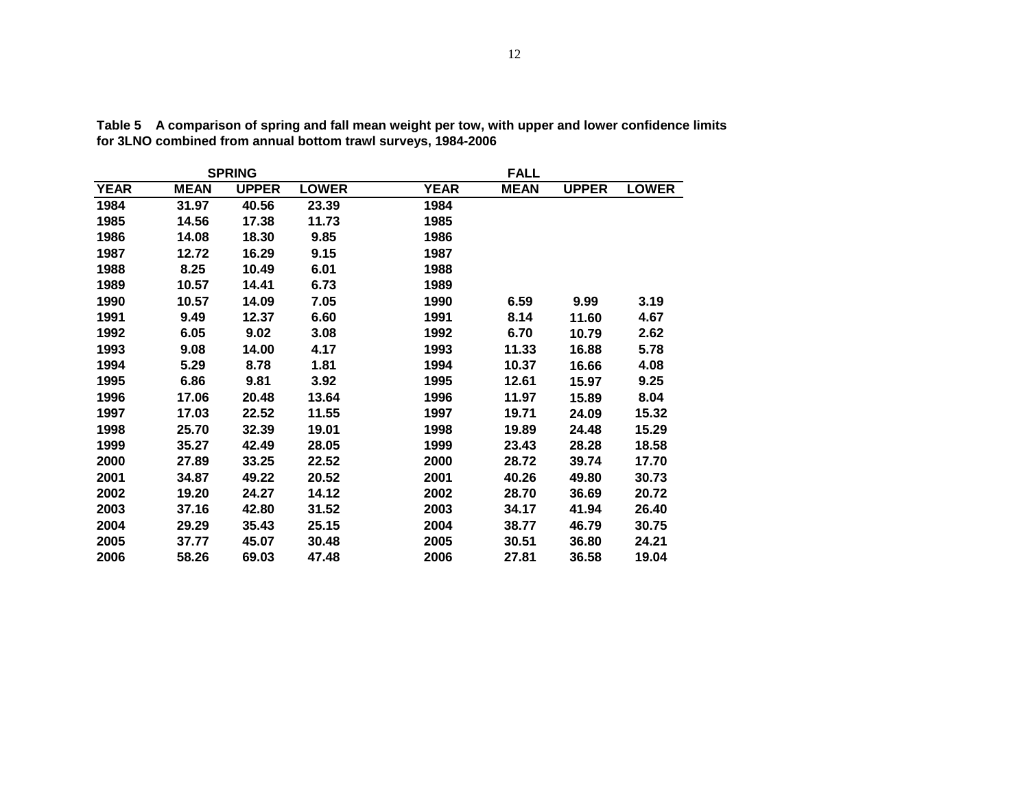**Table 5 A comparison of spring and fall mean weight per tow, with upper and lower confidence limits for 3LNO combined from annual bottom trawl surveys, 1984-2006**

| SPRING | | | | FALL | | | |
|---|---|---|---|---|---|---|---|
| YEAR | MEAN | UPPER | LOWER | YEAR | MEAN | UPPER | LOWER |
| 1984 | 31.97 | 40.56 | 23.39 | 1984 | | | |
| 1985 | 14.56 | 17.38 | 11.73 | 1985 | | | |
| 1986 | 14.08 | 18.30 | 9.85 | 1986 | | | |
| 1987 | 12.72 | 16.29 | 9.15 | 1987 | | | |
| 1988 | 8.25 | 10.49 | 6.01 | 1988 | | | |
| 1989 | 10.57 | 14.41 | 6.73 | 1989 | | | |
| 1990 | 10.57 | 14.09 | 7.05 | 1990 | 6.59 | 9.99 | 3.19 |
| 1991 | 9.49 | 12.37 | 6.60 | 1991 | 8.14 | 11.60 | 4.67 |
| 1992 | 6.05 | 9.02 | 3.08 | 1992 | 6.70 | 10.79 | 2.62 |
| 1993 | 9.08 | 14.00 | 4.17 | 1993 | 11.33 | 16.88 | 5.78 |
| 1994 | 5.29 | 8.78 | 1.81 | 1994 | 10.37 | 16.66 | 4.08 |
| 1995 | 6.86 | 9.81 | 3.92 | 1995 | 12.61 | 15.97 | 9.25 |
| 1996 | 17.06 | 20.48 | 13.64 | 1996 | 11.97 | 15.89 | 8.04 |
| 1997 | 17.03 | 22.52 | 11.55 | 1997 | 19.71 | 24.09 | 15.32 |
| 1998 | 25.70 | 32.39 | 19.01 | 1998 | 19.89 | 24.48 | 15.29 |
| 1999 | 35.27 | 42.49 | 28.05 | 1999 | 23.43 | 28.28 | 18.58 |
| 2000 | 27.89 | 33.25 | 22.52 | 2000 | 28.72 | 39.74 | 17.70 |
| 2001 | 34.87 | 49.22 | 20.52 | 2001 | 40.26 | 49.80 | 30.73 |
| 2002 | 19.20 | 24.27 | 14.12 | 2002 | 28.70 | 36.69 | 20.72 |
| 2003 | 37.16 | 42.80 | 31.52 | 2003 | 34.17 | 41.94 | 26.40 |
| 2004 | 29.29 | 35.43 | 25.15 | 2004 | 38.77 | 46.79 | 30.75 |
| 2005 | 37.77 | 45.07 | 30.48 | 2005 | 30.51 | 36.80 | 24.21 |
| 2006 | 58.26 | 69.03 | 47.48 | 2006 | 27.81 | 36.58 | 19.04 |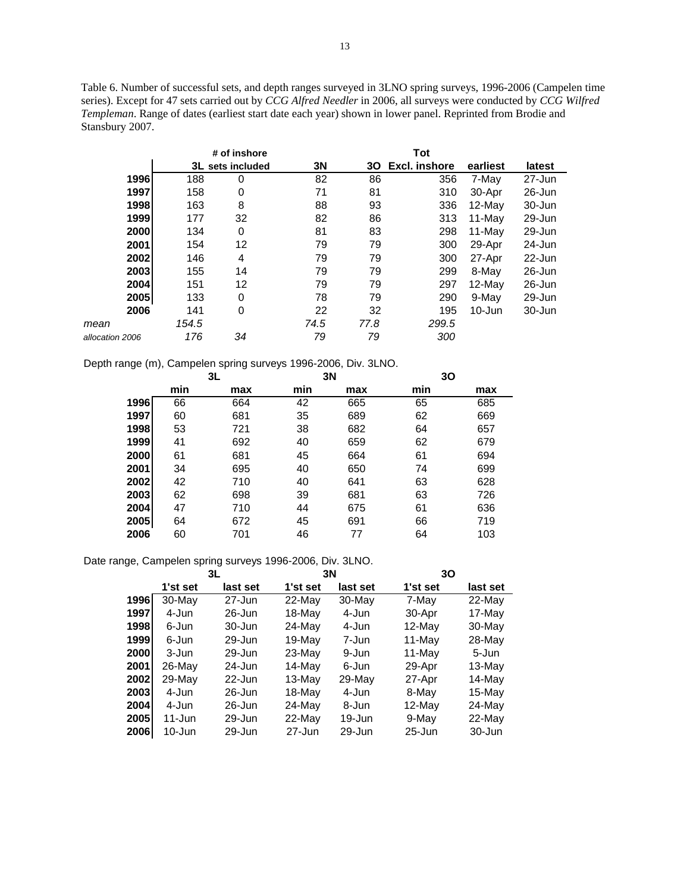Table 6. Number of successful sets, and depth ranges surveyed in 3LNO spring surveys, 1996-2006 (Campelen time series). Except for 47 sets carried out by *CCG Alfred Needler* in 2006, all surveys were conducted by *CCG Wilfred Templeman*. Range of dates (earliest start date each year) shown in lower panel. Reprinted from Brodie and Stansbury 2007.

| | 3L | # of inshore sets included | 3N | 3O | Tot Excl. inshore | earliest | latest |
|---|---|---|---|---|---|---|---|
| **1996** | 188 | 0 | 82 | 86 | 356 | 7-May | 27-Jun |
| **1997** | 158 | 0 | 71 | 81 | 310 | 30-Apr | 26-Jun |
| **1998** | 163 | 8 | 88 | 93 | 336 | 12-May | 30-Jun |
| **1999** | 177 | 32 | 82 | 86 | 313 | 11-May | 29-Jun |
| **2000** | 134 | 0 | 81 | 83 | 298 | 11-May | 29-Jun |
| **2001** | 154 | 12 | 79 | 79 | 300 | 29-Apr | 24-Jun |
| **2002** | 146 | 4 | 79 | 79 | 300 | 27-Apr | 22-Jun |
| **2003** | 155 | 14 | 79 | 79 | 299 | 8-May | 26-Jun |
| **2004** | 151 | 12 | 79 | 79 | 297 | 12-May | 26-Jun |
| **2005** | 133 | 0 | 78 | 79 | 290 | 9-May | 29-Jun |
| **2006** | 141 | 0 | 22 | 32 | 195 | 10-Jun | 30-Jun |
| *mean* | *154.5* | | *74.5* | *77.8* | *299.5* | | |
| *allocation 2006* | *176* | *34* | *79* | *79* | *300* | | |

Depth range (m), Campelen spring surveys 1996-2006, Div. 3LNO.

| | 3L | | 3N | | 3O | |
|---|---|---|---|---|---|---|
| | **min** | **max** | **min** | **max** | **min** | **max** |
| **1996** | 66 | 664 | 42 | 665 | 65 | 685 |
| **1997** | 60 | 681 | 35 | 689 | 62 | 669 |
| **1998** | 53 | 721 | 38 | 682 | 64 | 657 |
| **1999** | 41 | 692 | 40 | 659 | 62 | 679 |
| **2000** | 61 | 681 | 45 | 664 | 61 | 694 |
| **2001** | 34 | 695 | 40 | 650 | 74 | 699 |
| **2002** | 42 | 710 | 40 | 641 | 63 | 628 |
| **2003** | 62 | 698 | 39 | 681 | 63 | 726 |
| **2004** | 47 | 710 | 44 | 675 | 61 | 636 |
| **2005** | 64 | 672 | 45 | 691 | 66 | 719 |
| **2006** | 60 | 701 | 46 | 77 | 64 | 103 |

Date range, Campelen spring surveys 1996-2006, Div. 3LNO.

| | 3L | | 3N | | 3O | |
|---|---|---|---|---|---|---|
| | **1'st set** | **last set** | **1'st set** | **last set** | **1'st set** | **last set** |
| **1996** | 30-May | 27-Jun | 22-May | 30-May | 7-May | 22-May |
| **1997** | 4-Jun | 26-Jun | 18-May | 4-Jun | 30-Apr | 17-May |
| **1998** | 6-Jun | 30-Jun | 24-May | 4-Jun | 12-May | 30-May |
| **1999** | 6-Jun | 29-Jun | 19-May | 7-Jun | 11-May | 28-May |
| **2000** | 3-Jun | 29-Jun | 23-May | 9-Jun | 11-May | 5-Jun |
| **2001** | 26-May | 24-Jun | 14-May | 6-Jun | 29-Apr | 13-May |
| **2002** | 29-May | 22-Jun | 13-May | 29-May | 27-Apr | 14-May |
| **2003** | 4-Jun | 26-Jun | 18-May | 4-Jun | 8-May | 15-May |
| **2004** | 4-Jun | 26-Jun | 24-May | 8-Jun | 12-May | 24-May |
| **2005** | 11-Jun | 29-Jun | 22-May | 19-Jun | 9-May | 22-May |
| **2006** | 10-Jun | 29-Jun | 27-Jun | 29-Jun | 25-Jun | 30-Jun |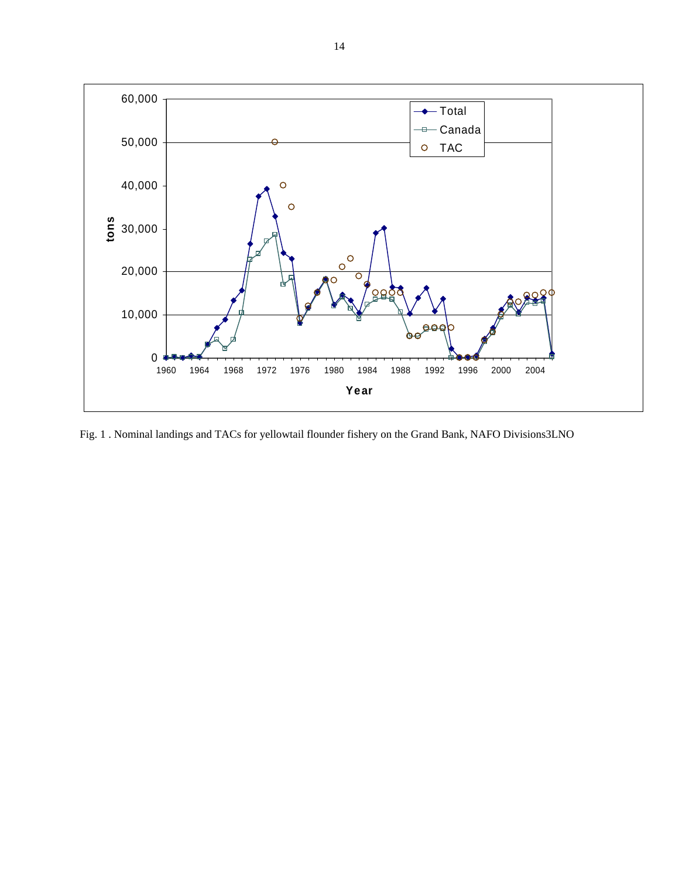Fig. 1 . Nominal landings and TACs for yellowtail flounder fishery on the Grand Bank, NAFO Divisions3LNO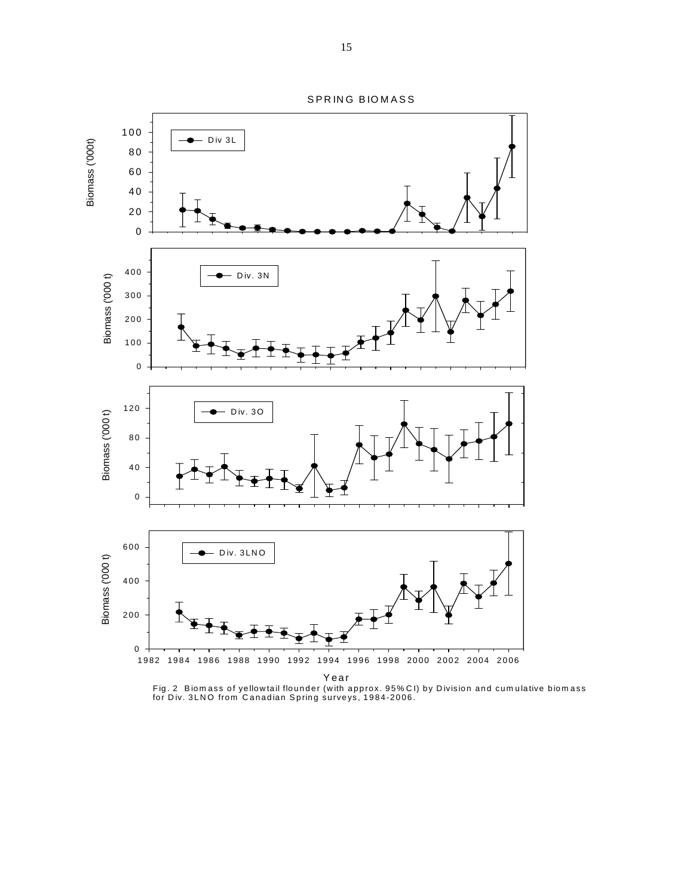Fig. 2 Biomass of yellowtail flounder (with approx. 95% CI) by Division and cumulative biomass for Div. 3LNO from Canadian Spring surveys, 1984-2006.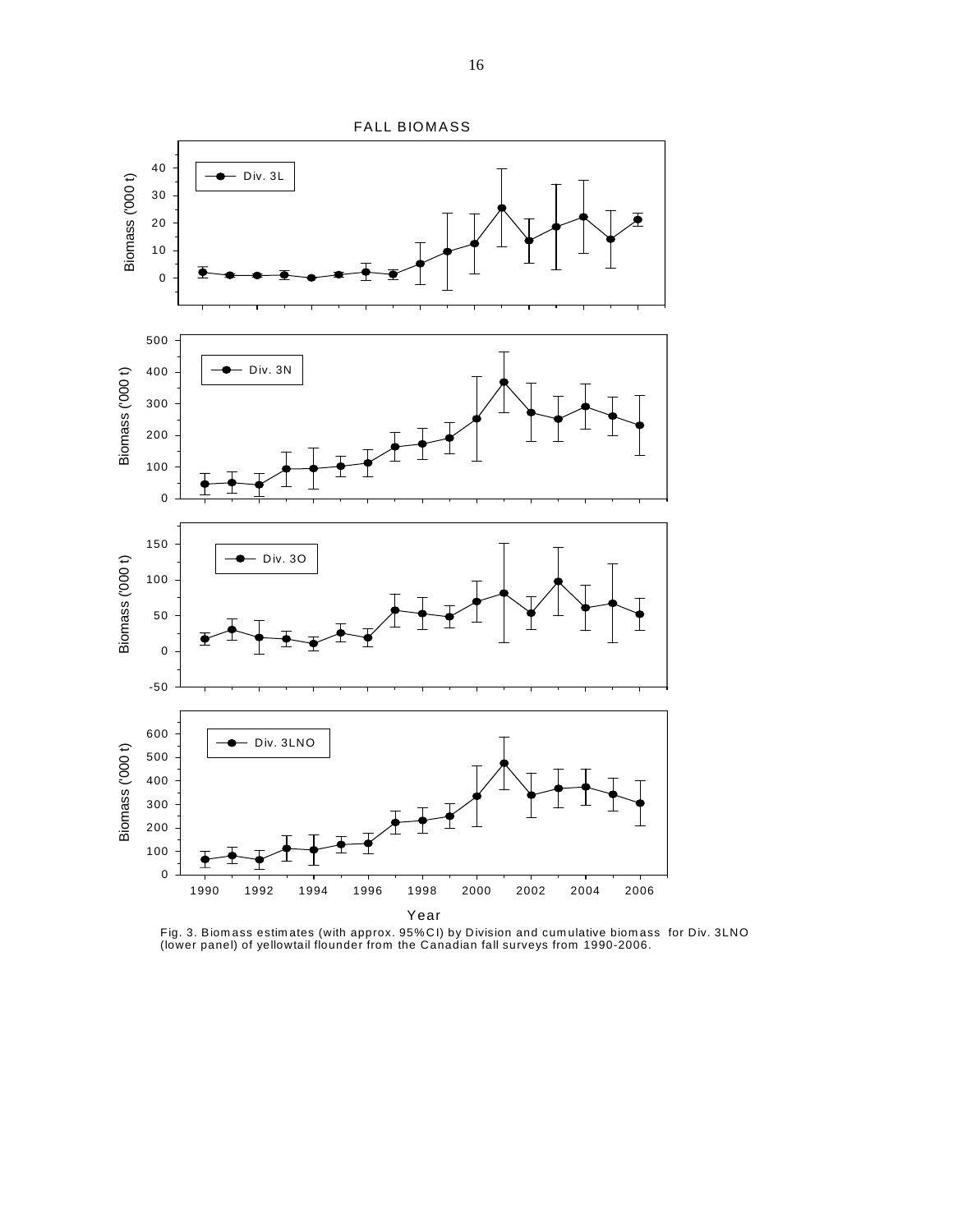Fig. 3. Biomass estimates (with approx. 95%CI) by Division and cumulative biomass for Div. 3LNO (lower panel) of yellowtail flounder from the Canadian fall surveys from 1990-2006.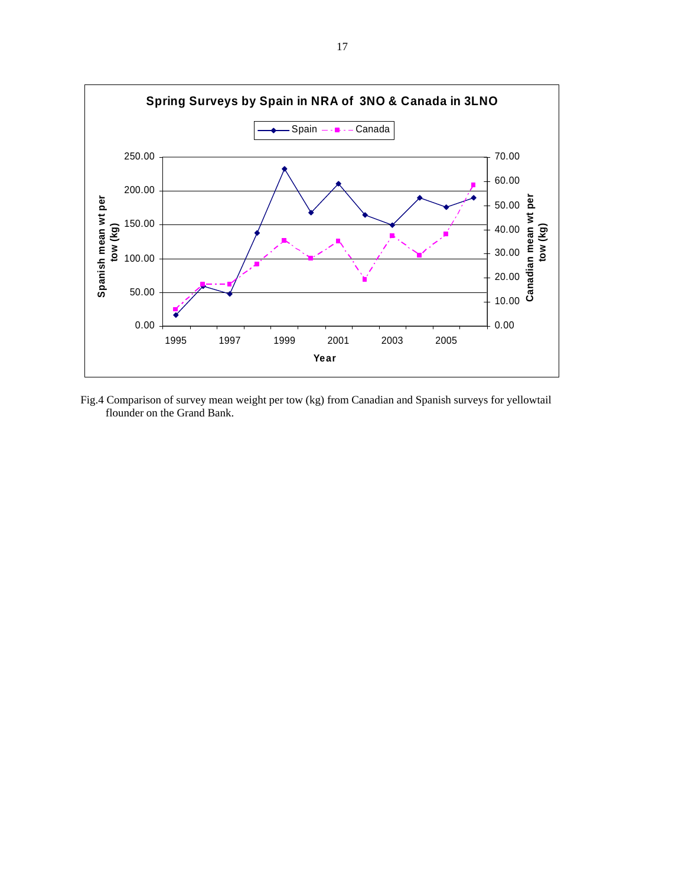Fig.4 Comparison of survey mean weight per tow (kg) from Canadian and Spanish surveys for yellowtail flounder on the Grand Bank.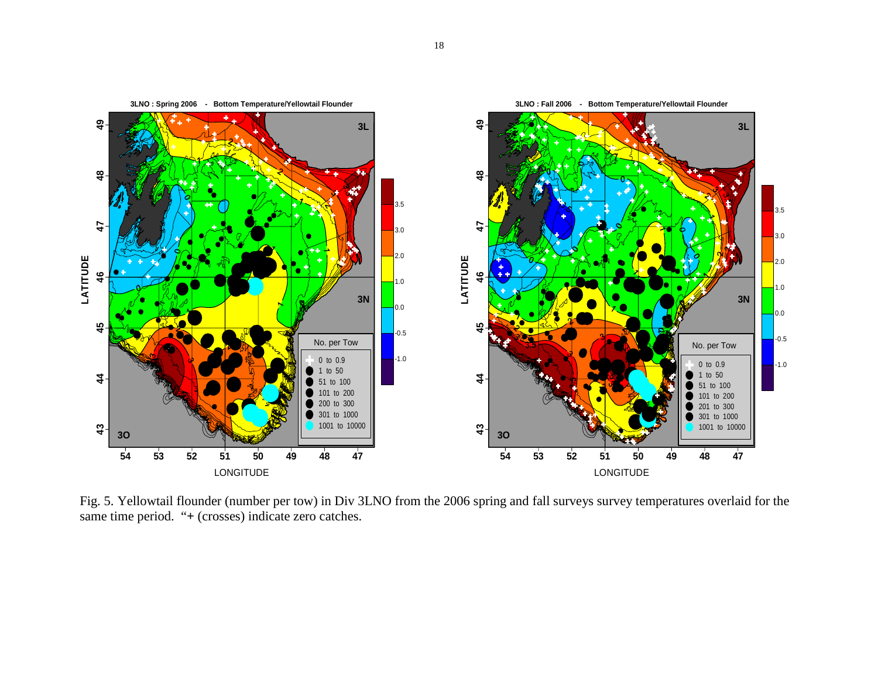Fig. 5. Yellowtail flounder (number per tow) in Div 3LNO from the 2006 spring and fall surveys survey temperatures overlaid for the same time period. "+ (crosses) indicate zero catches.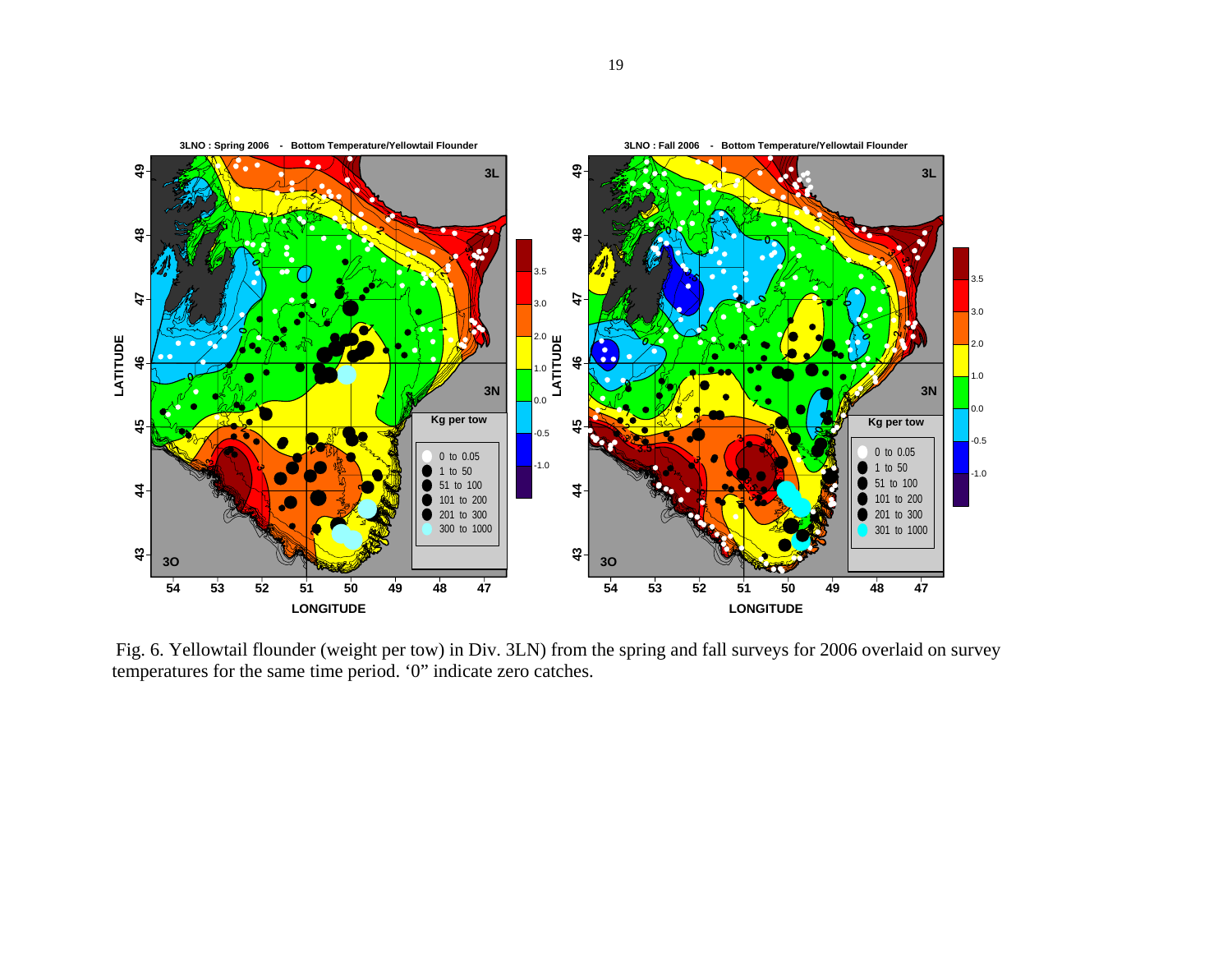Fig. 6. Yellowtail flounder (weight per tow) in Div. 3LN) from the spring and fall surveys for 2006 overlaid on survey temperatures for the same time period. '0" indicate zero catches.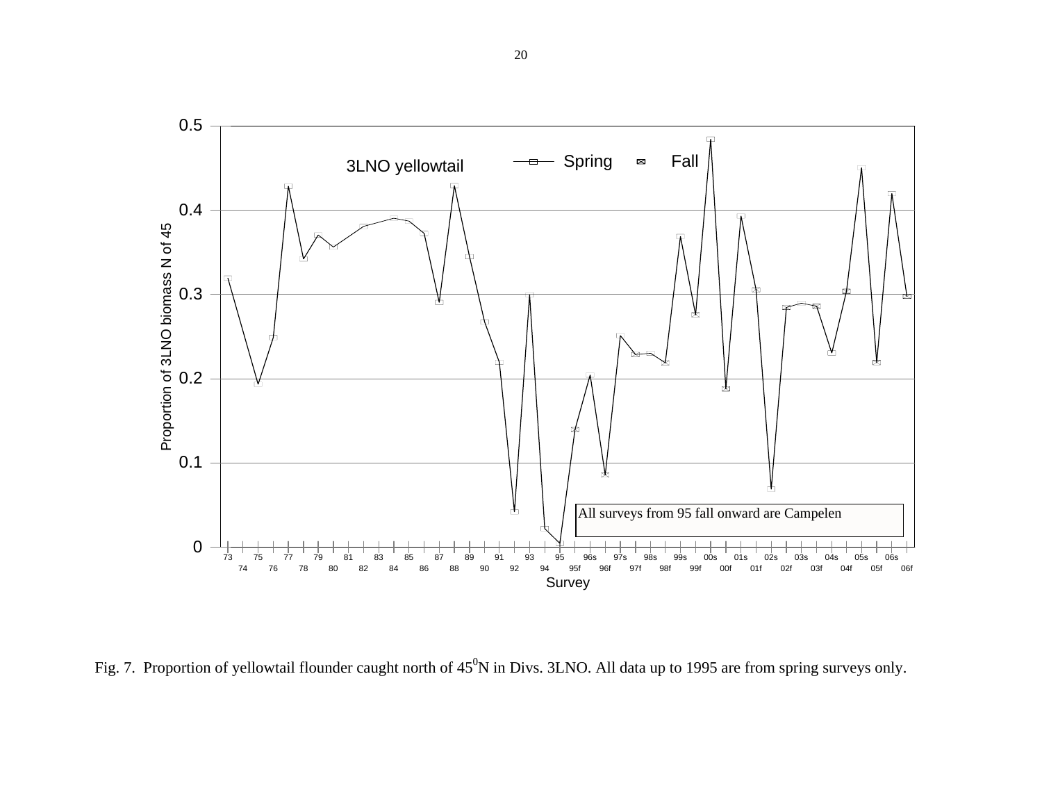3LNO yellowtail

Spring Fall

Proportion of 3LNO biomass N of 45

0.5
0.4
0.3
0.2
0.1
0

All surveys from 95 fall onward are Campelen

73 75 77 79 81 83 85 87 89 91 93 95 96s 97s 98s 99s 00s 01s 02s 03s 04s 05s 06s

74 76 78 80 82 84 86 88 90 92 94 95f 96f 97f 98f 99f 00f 01f 02f 03f 04f 05f 06f

Survey

Fig. 7. Proportion of yellowtail flounder caught north of $45^0$N in Divs. 3LNO. All data up to 1995 are from spring surveys only.